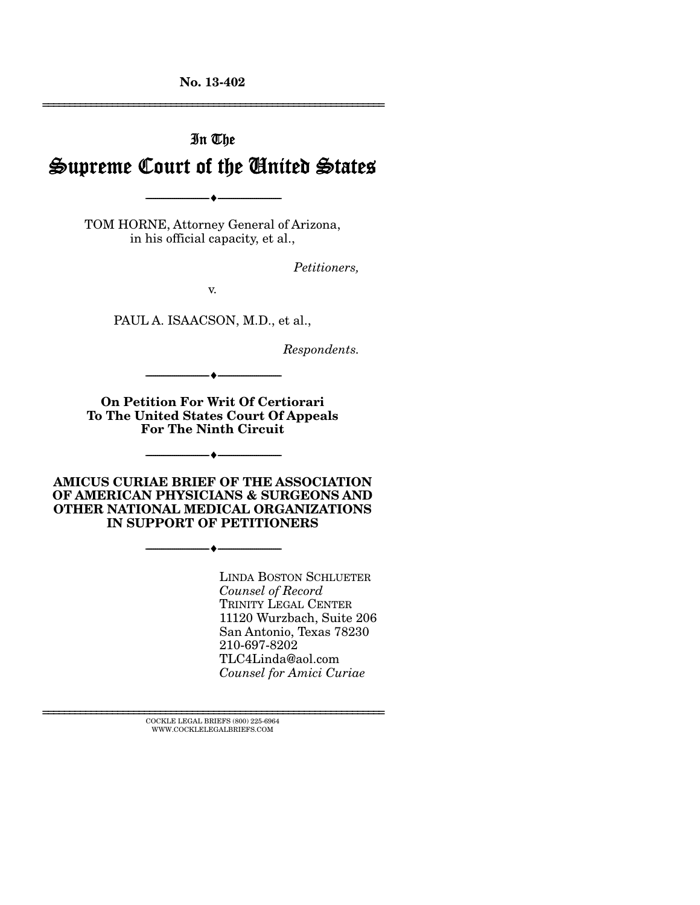No. 13-402

---

In The

# Supreme Court of the United States

---

TOM HORNE, Attorney General of Arizona, in his official capacity, et al.,

*Petitioners,*

v.

PAUL A. ISAACSON, M.D., et al.,

*Respondents.*

---

**On Petition For Writ Of Certiorari To The United States Court Of Appeals For The Ninth Circuit**

---

**AMICUS CURIAE BRIEF OF THE ASSOCIATION OF AMERICAN PHYSICIANS & SURGEONS AND OTHER NATIONAL MEDICAL ORGANIZATIONS IN SUPPORT OF PETITIONERS**

---

LINDA BOSTON SCHLUETER
*Counsel of Record*
TRINITY LEGAL CENTER
11120 Wurzbach, Suite 206
San Antonio, Texas 78230
210-697-8202
TLC4Linda@aol.com
*Counsel for Amici Curiae*

---

COCKLE LEGAL BRIEFS (800) 225-6964
WWW.COCKLELEGALBRIEFS.COM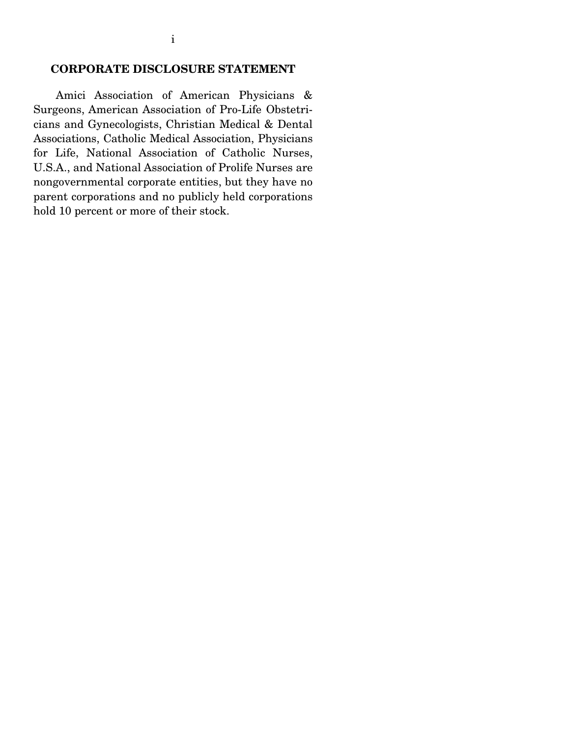## CORPORATE DISCLOSURE STATEMENT

Amici Association of American Physicians & Surgeons, American Association of Pro-Life Obstetricians and Gynecologists, Christian Medical & Dental Associations, Catholic Medical Association, Physicians for Life, National Association of Catholic Nurses, U.S.A., and National Association of Prolife Nurses are nongovernmental corporate entities, but they have no parent corporations and no publicly held corporations hold 10 percent or more of their stock.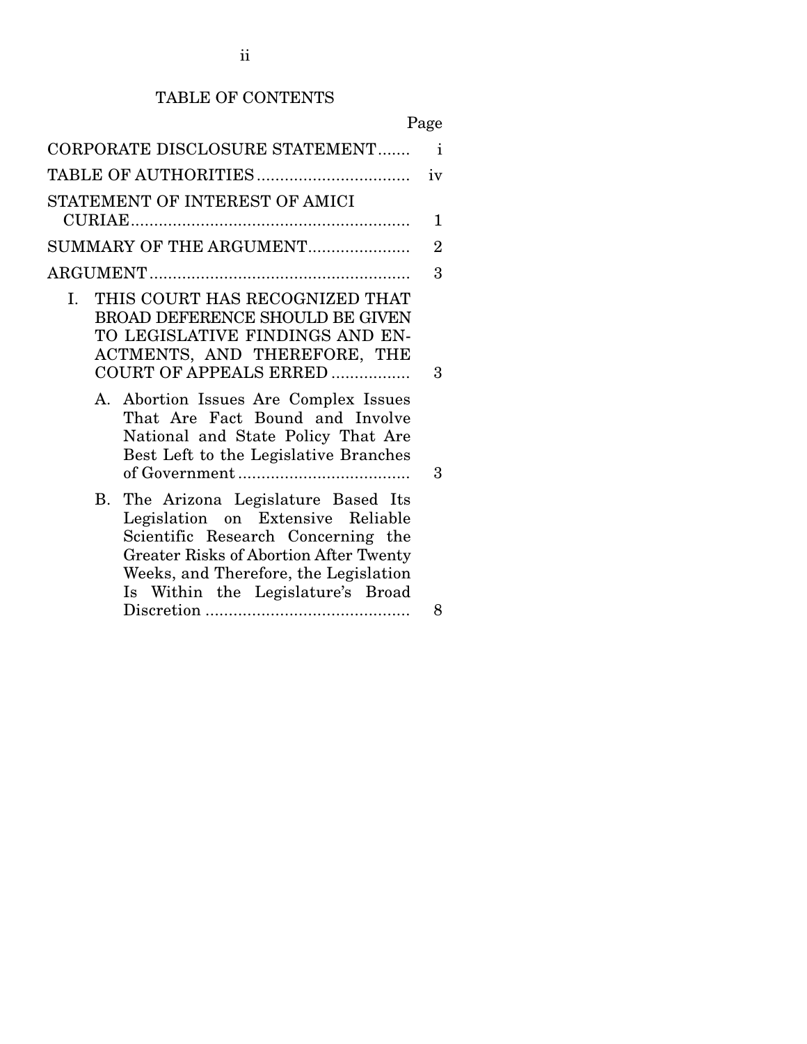# TABLE OF CONTENTS

| | Page |
|---|---|
| CORPORATE DISCLOSURE STATEMENT | i |
| TABLE OF AUTHORITIES | iv |
| STATEMENT OF INTEREST OF AMICI CURIAE | 1 |
| SUMMARY OF THE ARGUMENT | 2 |
| ARGUMENT | 3 |
| I. THIS COURT HAS RECOGNIZED THAT BROAD DEFERENCE SHOULD BE GIVEN TO LEGISLATIVE FINDINGS AND ENACTMENTS, AND THEREFORE, THE COURT OF APPEALS ERRED | 3 |
| A. Abortion Issues Are Complex Issues That Are Fact Bound and Involve National and State Policy That Are Best Left to the Legislative Branches of Government | 3 |
| B. The Arizona Legislature Based Its Legislation on Extensive Reliable Scientific Research Concerning the Greater Risks of Abortion After Twenty Weeks, and Therefore, the Legislation Is Within the Legislature's Broad Discretion | 8 |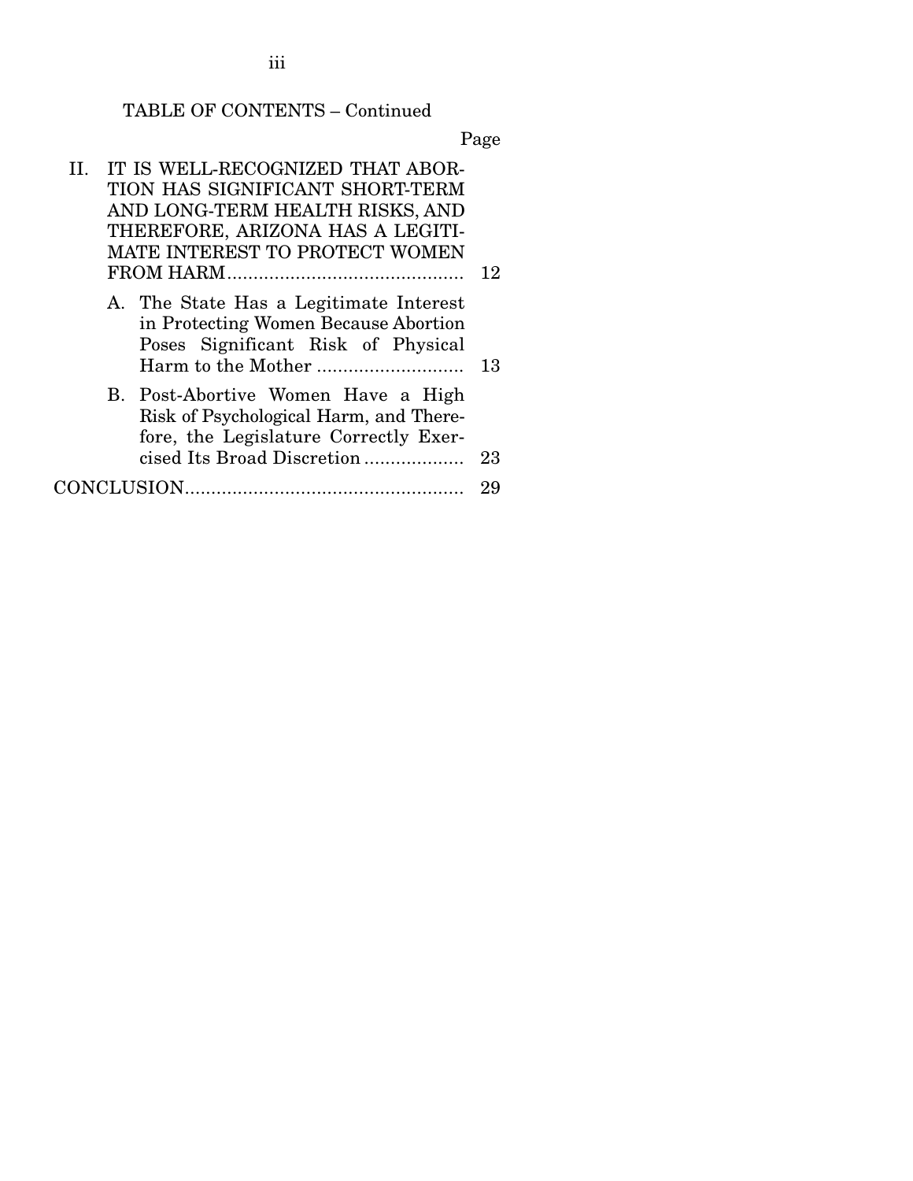TABLE OF CONTENTS – Continued

| | Page |
|---|---|
| II. IT IS WELL-RECOGNIZED THAT ABORTION HAS SIGNIFICANT SHORT-TERM AND LONG-TERM HEALTH RISKS, AND THEREFORE, ARIZONA HAS A LEGITIMATE INTEREST TO PROTECT WOMEN FROM HARM | 12 |
| A. The State Has a Legitimate Interest in Protecting Women Because Abortion Poses Significant Risk of Physical Harm to the Mother | 13 |
| B. Post-Abortive Women Have a High Risk of Psychological Harm, and Therefore, the Legislature Correctly Exercised Its Broad Discretion | 23 |
| CONCLUSION | 29 |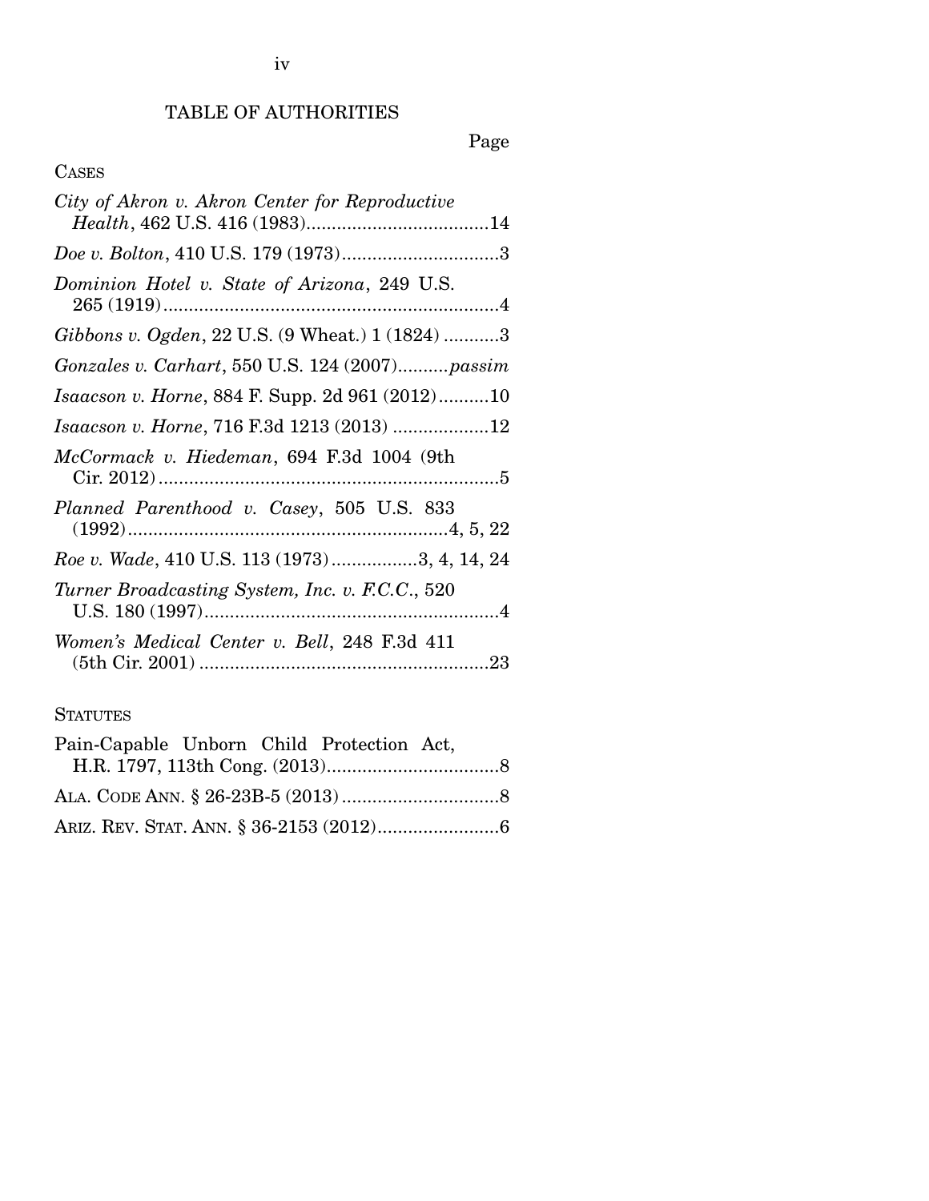# TABLE OF AUTHORITIES

Page

## CASES

*City of Akron v. Akron Center for Reproductive Health*, 462 U.S. 416 (1983)....................................14

*Doe v. Bolton*, 410 U.S. 179 (1973)...............................3

*Dominion Hotel v. State of Arizona*, 249 U.S. 265 (1919)..................................................................4

*Gibbons v. Ogden*, 22 U.S. (9 Wheat.) 1 (1824) ...........3

*Gonzales v. Carhart*, 550 U.S. 124 (2007)..........*passim*

*Isaacson v. Horne*, 884 F. Supp. 2d 961 (2012)..........10

*Isaacson v. Horne*, 716 F.3d 1213 (2013) ...................12

*McCormack v. Hiedeman*, 694 F.3d 1004 (9th Cir. 2012)....................................................................5

*Planned Parenthood v. Casey*, 505 U.S. 833 (1992)...............................................................4, 5, 22

*Roe v. Wade*, 410 U.S. 113 (1973).................3, 4, 14, 24

*Turner Broadcasting System, Inc. v. F.C.C.*, 520 U.S. 180 (1997)..........................................................4

*Women's Medical Center v. Bell*, 248 F.3d 411 (5th Cir. 2001) .........................................................23

## STATUTES

Pain-Capable Unborn Child Protection Act, H.R. 1797, 113th Cong. (2013).................................8

ALA. CODE ANN. § 26-23B-5 (2013) ...............................8

ARIZ. REV. STAT. ANN. § 36-2153 (2012)........................6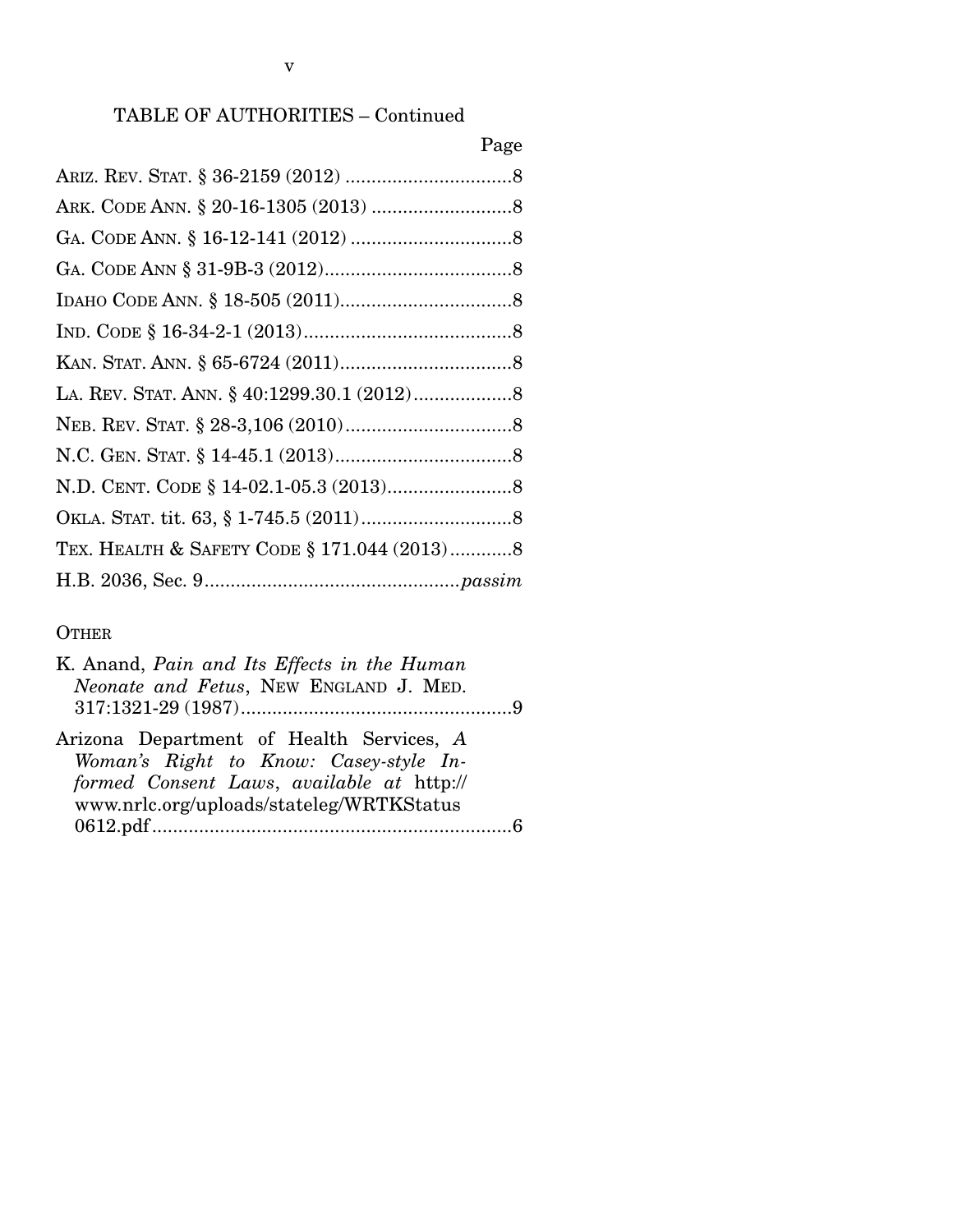TABLE OF AUTHORITIES – Continued

Page

ARIZ. REV. STAT. § 36-2159 (2012) ................................8

ARK. CODE ANN. § 20-16-1305 (2013) ...........................8

GA. CODE ANN. § 16-12-141 (2012) ...............................8

GA. CODE ANN § 31-9B-3 (2012)....................................8

IDAHO CODE ANN. § 18-505 (2011).................................8

IND. CODE § 16-34-2-1 (2013)........................................8

KAN. STAT. ANN. § 65-6724 (2011).................................8

LA. REV. STAT. ANN. § 40:1299.30.1 (2012)...................8

NEB. REV. STAT. § 28-3,106 (2010)................................8

N.C. GEN. STAT. § 14-45.1 (2013)..................................8

N.D. CENT. CODE § 14-02.1-05.3 (2013)........................8

OKLA. STAT. tit. 63, § 1-745.5 (2011).............................8

TEX. HEALTH & SAFETY CODE § 171.044 (2013)............8

H.B. 2036, Sec. 9................................................*passim*

OTHER

K. Anand, *Pain and Its Effects in the Human Neonate and Fetus*, NEW ENGLAND J. MED. 317:1321-29 (1987)....................................................9

Arizona Department of Health Services, *A Woman's Right to Know: Casey-style Informed Consent Laws*, *available at* http://www.nrlc.org/uploads/stateleg/WRTKStatus0612.pdf.....................................................................6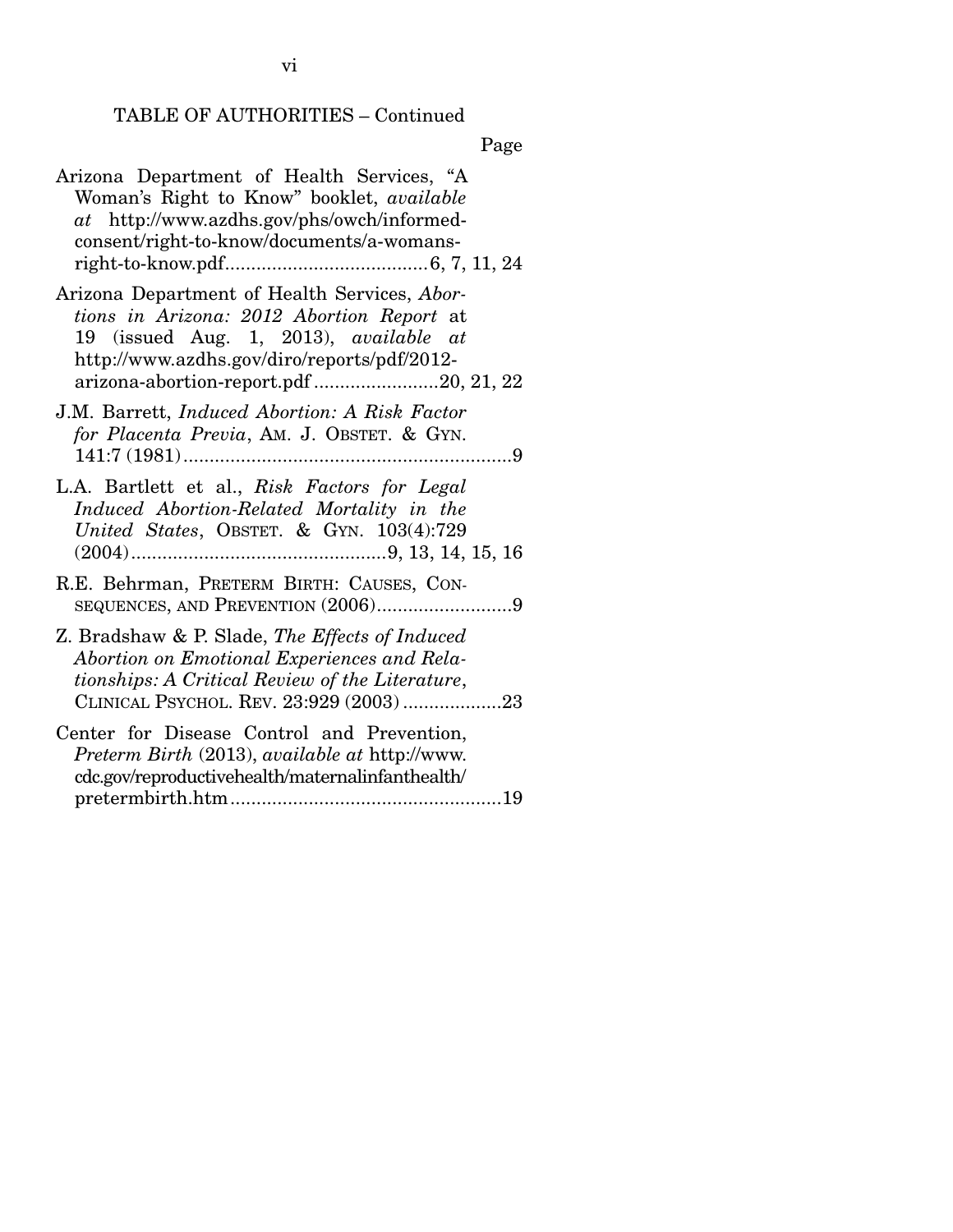TABLE OF AUTHORITIES – Continued

Page

Arizona Department of Health Services, "A Woman's Right to Know" booklet, *available at* http://www.azdhs.gov/phs/owch/informed-consent/right-to-know/documents/a-womans-right-to-know.pdf....................................... 6, 7, 11, 24

Arizona Department of Health Services, *Abortions in Arizona: 2012 Abortion Report* at 19 (issued Aug. 1, 2013), *available at* http://www.azdhs.gov/diro/reports/pdf/2012-arizona-abortion-report.pdf ........................20, 21, 22

J.M. Barrett, *Induced Abortion: A Risk Factor for Placenta Previa*, AM. J. OBSTET. & GYN. 141:7 (1981)................................................................9

L.A. Bartlett et al., *Risk Factors for Legal Induced Abortion-Related Mortality in the United States*, OBSTET. & GYN. 103(4):729 (2004).................................................9, 13, 14, 15, 16

R.E. Behrman, PRETERM BIRTH: CAUSES, CONSEQUENCES, AND PREVENTION (2006)..........................9

Z. Bradshaw & P. Slade, *The Effects of Induced Abortion on Emotional Experiences and Relationships: A Critical Review of the Literature*, CLINICAL PSYCHOL. REV. 23:929 (2003) ...................23

Center for Disease Control and Prevention, *Preterm Birth* (2013), *available at* http://www.cdc.gov/reproductivehealth/maternalinfanthealth/pretermbirth.htm....................................................19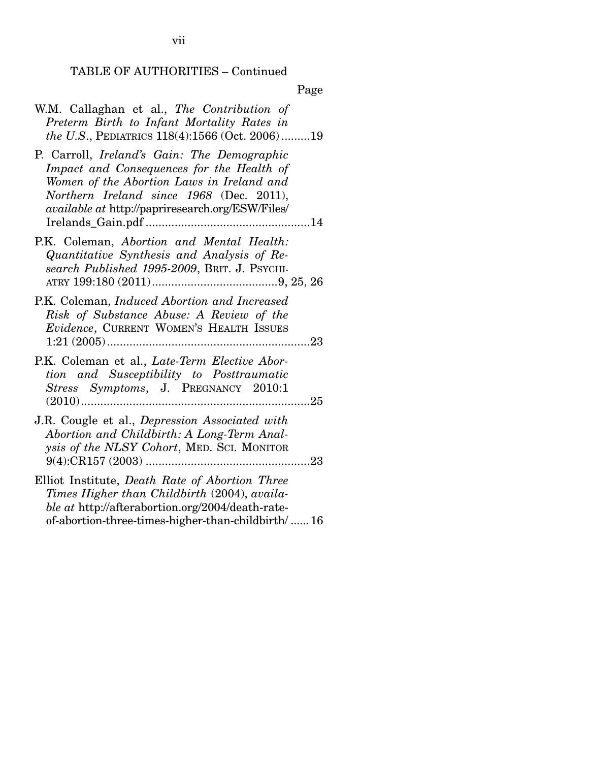TABLE OF AUTHORITIES – Continued

Page

W.M. Callaghan et al., *The Contribution of Preterm Birth to Infant Mortality Rates in the U.S.*, PEDIATRICS 118(4):1566 (Oct. 2006) .........19

P. Carroll, *Ireland's Gain: The Demographic Impact and Consequences for the Health of Women of the Abortion Laws in Ireland and Northern Ireland since 1968* (Dec. 2011), *available at* http://papriresearch.org/ESW/Files/Irelands_Gain.pdf ....................................................14

P.K. Coleman, *Abortion and Mental Health: Quantitative Synthesis and Analysis of Research Published 1995-2009*, BRIT. J. PSYCHIATRY 199:180 (2011).......................................9, 25, 26

P.K. Coleman, *Induced Abortion and Increased Risk of Substance Abuse: A Review of the Evidence*, CURRENT WOMEN'S HEALTH ISSUES 1:21 (2005)...............................................................23

P.K. Coleman et al., *Late-Term Elective Abortion and Susceptibility to Posttraumatic Stress Symptoms*, J. PREGNANCY 2010:1 (2010).......................................................................25

J.R. Cougle et al., *Depression Associated with Abortion and Childbirth: A Long-Term Analysis of the NLSY Cohort*, MED. SCI. MONITOR 9(4):CR157 (2003) ...................................................23

Elliot Institute, *Death Rate of Abortion Three Times Higher than Childbirth* (2004), *available at* http://afterabortion.org/2004/death-rate-of-abortion-three-times-higher-than-childbirth/ ...... 16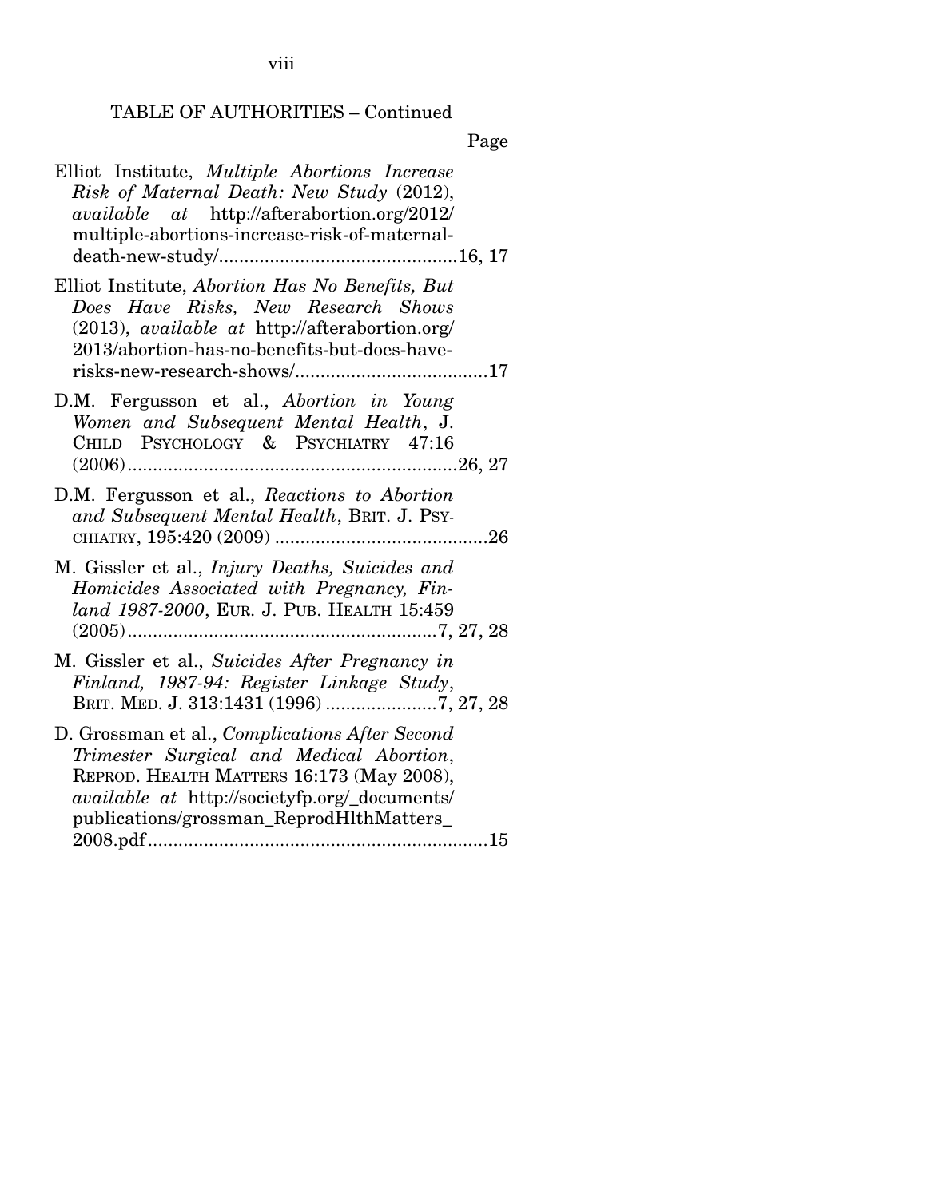TABLE OF AUTHORITIES – Continued

Page

Elliot Institute, *Multiple Abortions Increase Risk of Maternal Death: New Study* (2012), *available at* http://afterabortion.org/2012/multiple-abortions-increase-risk-of-maternal-death-new-study/ ............................................... 16, 17

Elliot Institute, *Abortion Has No Benefits, But Does Have Risks, New Research Shows* (2013), *available at* http://afterabortion.org/2013/abortion-has-no-benefits-but-does-have-risks-new-research-shows/ ....................................... 17

D.M. Fergusson et al., *Abortion in Young Women and Subsequent Mental Health*, J. CHILD PSYCHOLOGY & PSYCHIATRY 47:16 (2006) ................................................................. 26, 27

D.M. Fergusson et al., *Reactions to Abortion and Subsequent Mental Health*, BRIT. J. PSYCHIATRY, 195:420 (2009) .......................................... 26

M. Gissler et al., *Injury Deaths, Suicides and Homicides Associated with Pregnancy, Finland 1987-2000*, EUR. J. PUB. HEALTH 15:459 (2005) ............................................................. 7, 27, 28

M. Gissler et al., *Suicides After Pregnancy in Finland, 1987-94: Register Linkage Study*, BRIT. MED. J. 313:1431 (1996) ...................... 7, 27, 28

D. Grossman et al., *Complications After Second Trimester Surgical and Medical Abortion*, REPROD. HEALTH MATTERS 16:173 (May 2008), *available at* http://societyfp.org/_documents/publications/grossman_ReprodHlthMatters_2008.pdf .................................................................. 15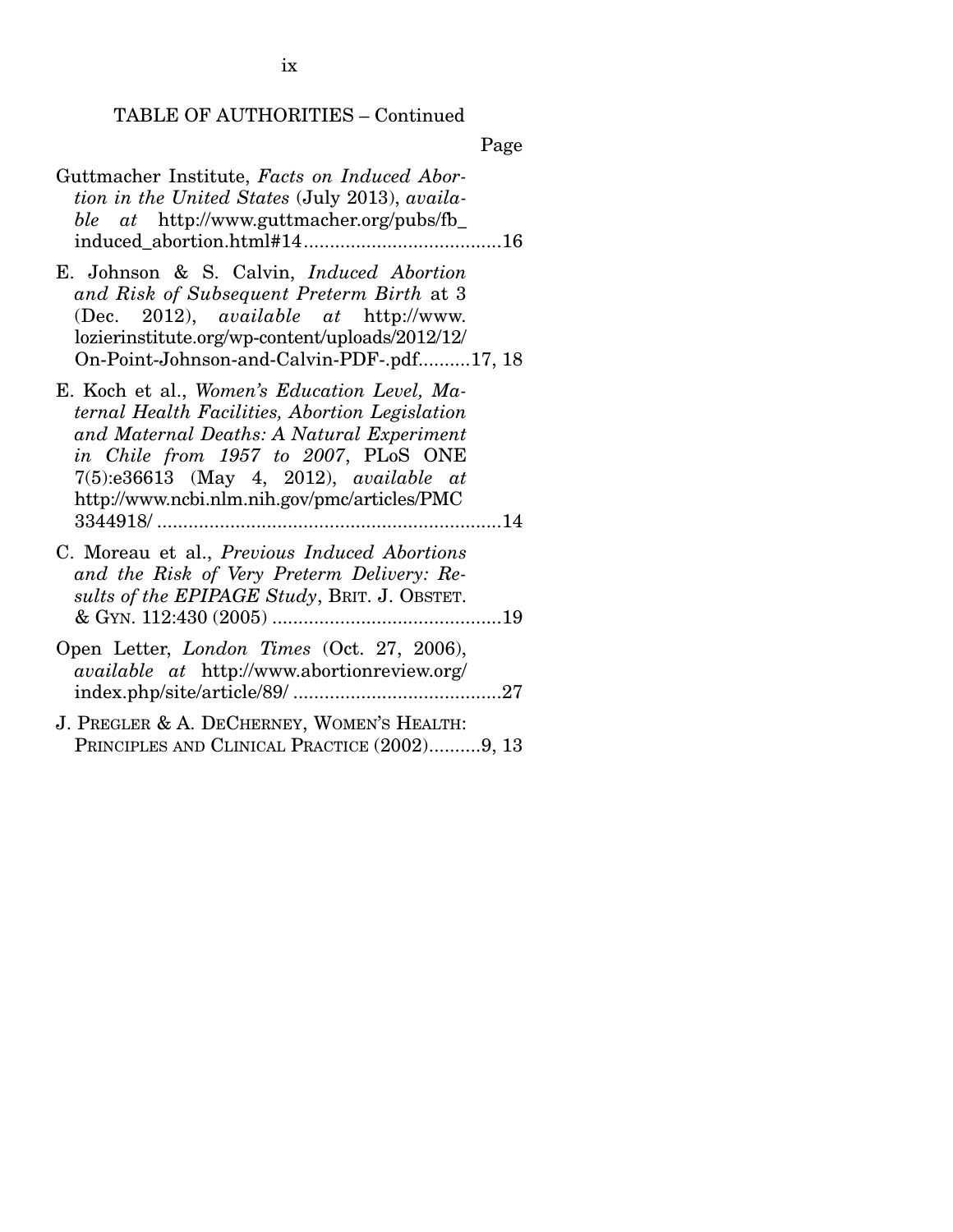TABLE OF AUTHORITIES – Continued

Page

Guttmacher Institute, *Facts on Induced Abortion in the United States* (July 2013), *available at* http://www.guttmacher.org/pubs/fb_induced_abortion.html#14......................................16

E. Johnson & S. Calvin, *Induced Abortion and Risk of Subsequent Preterm Birth* at 3 (Dec. 2012), *available at* http://www.lozierinstitute.org/wp-content/uploads/2012/12/On-Point-Johnson-and-Calvin-PDF-.pdf..........17, 18

E. Koch et al., *Women's Education Level, Maternal Health Facilities, Abortion Legislation and Maternal Deaths: A Natural Experiment in Chile from 1957 to 2007*, PLoS ONE 7(5):e36613 (May 4, 2012), *available at* http://www.ncbi.nlm.nih.gov/pmc/articles/PMC3344918/ ..................................................................14

C. Moreau et al., *Previous Induced Abortions and the Risk of Very Preterm Delivery: Results of the EPIPAGE Study*, BRIT. J. OBSTET. & GYN. 112:430 (2005) ............................................19

Open Letter, *London Times* (Oct. 27, 2006), *available at* http://www.abortionreview.org/index.php/site/article/89/ ........................................27

J. PREGLER & A. DECHERNEY, WOMEN'S HEALTH: PRINCIPLES AND CLINICAL PRACTICE (2002)..........9, 13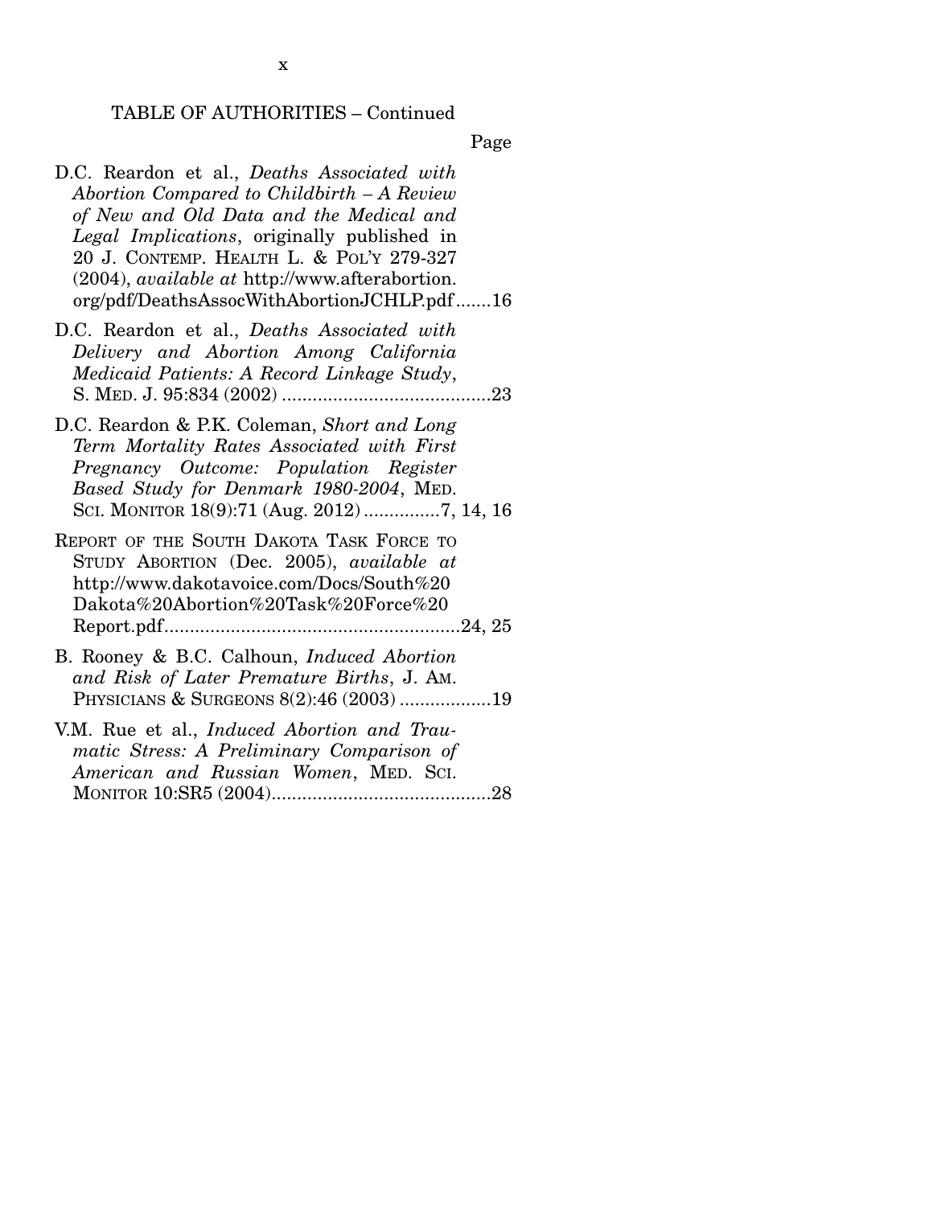TABLE OF AUTHORITIES – Continued

Page

D.C. Reardon et al., *Deaths Associated with Abortion Compared to Childbirth – A Review of New and Old Data and the Medical and Legal Implications*, originally published in 20 J. CONTEMP. HEALTH L. & POL'Y 279-327 (2004), *available at* http://www.afterabortion.org/pdf/DeathsAssocWithAbortionJCHLP.pdf .......16

D.C. Reardon et al., *Deaths Associated with Delivery and Abortion Among California Medicaid Patients: A Record Linkage Study*, S. MED. J. 95:834 (2002) .........................................23

D.C. Reardon & P.K. Coleman, *Short and Long Term Mortality Rates Associated with First Pregnancy Outcome: Population Register Based Study for Denmark 1980-2004*, MED. SCI. MONITOR 18(9):71 (Aug. 2012) ...............7, 14, 16

REPORT OF THE SOUTH DAKOTA TASK FORCE TO STUDY ABORTION (Dec. 2005), *available at* http://www.dakotavoice.com/Docs/South%20Dakota%20Abortion%20Task%20Force%20Report.pdf..........................................................24, 25

B. Rooney & B.C. Calhoun, *Induced Abortion and Risk of Later Premature Births*, J. AM. PHYSICIANS & SURGEONS 8(2):46 (2003) ..................19

V.M. Rue et al., *Induced Abortion and Traumatic Stress: A Preliminary Comparison of American and Russian Women*, MED. SCI. MONITOR 10:SR5 (2004)...........................................28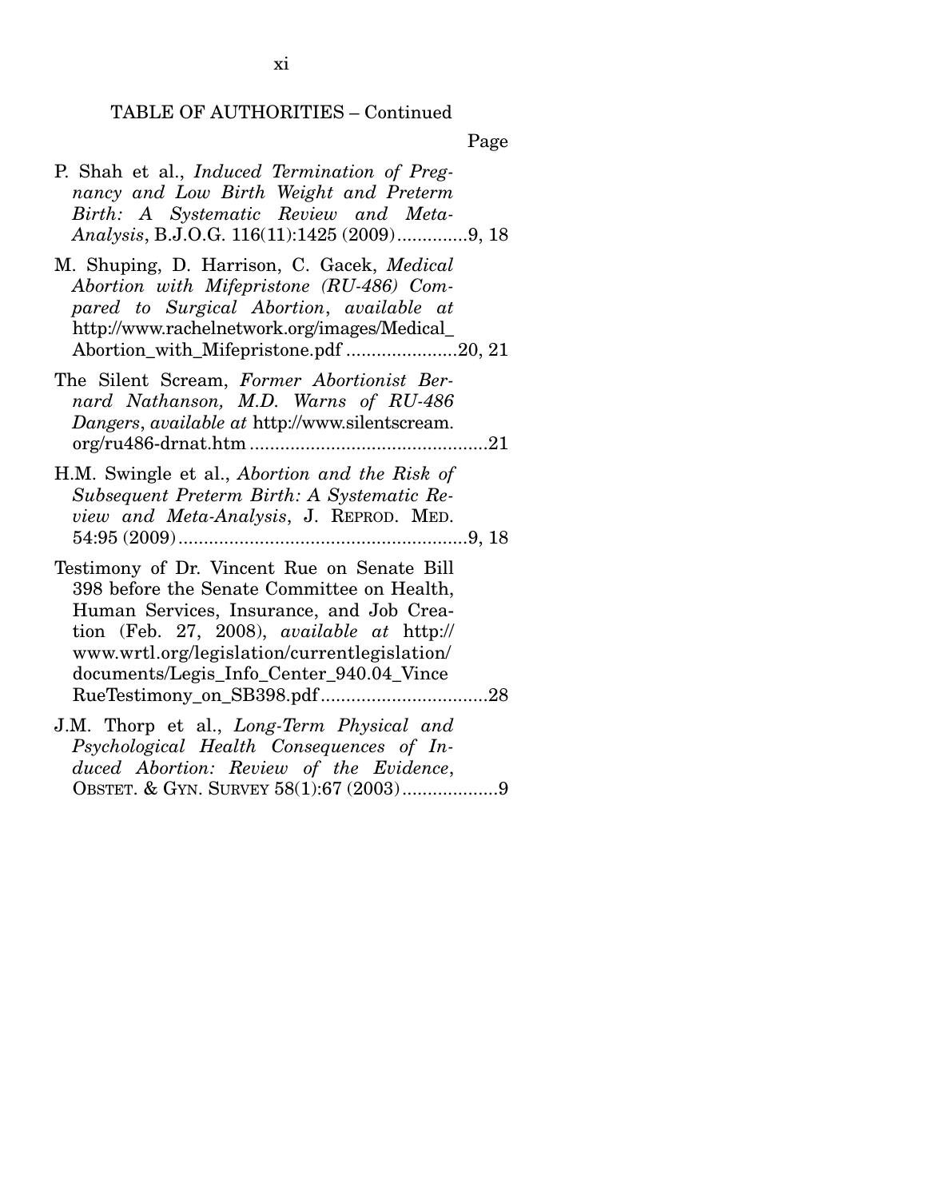TABLE OF AUTHORITIES – Continued

Page

P. Shah et al., *Induced Termination of Pregnancy and Low Birth Weight and Preterm Birth: A Systematic Review and Meta-Analysis*, B.J.O.G. 116(11):1425 (2009) .............9, 18

M. Shuping, D. Harrison, C. Gacek, *Medical Abortion with Mifepristone (RU-486) Compared to Surgical Abortion*, *available at* http://www.rachelnetwork.org/images/Medical_Abortion_with_Mifepristone.pdf ......................20, 21

The Silent Scream, *Former Abortionist Bernard Nathanson, M.D. Warns of RU-486 Dangers*, *available at* http://www.silentscream.org/ru486-drnat.htm ...............................................21

H.M. Swingle et al., *Abortion and the Risk of Subsequent Preterm Birth: A Systematic Review and Meta-Analysis*, J. REPROD. MED. 54:95 (2009) .........................................................9, 18

Testimony of Dr. Vincent Rue on Senate Bill 398 before the Senate Committee on Health, Human Services, Insurance, and Job Creation (Feb. 27, 2008), *available at* http://www.wrtl.org/legislation/currentlegislation/documents/Legis_Info_Center_940.04_VinceRueTestimony_on_SB398.pdf .................................28

J.M. Thorp et al., *Long-Term Physical and Psychological Health Consequences of Induced Abortion: Review of the Evidence*, OBSTET. & GYN. SURVEY 58(1):67 (2003) ...................9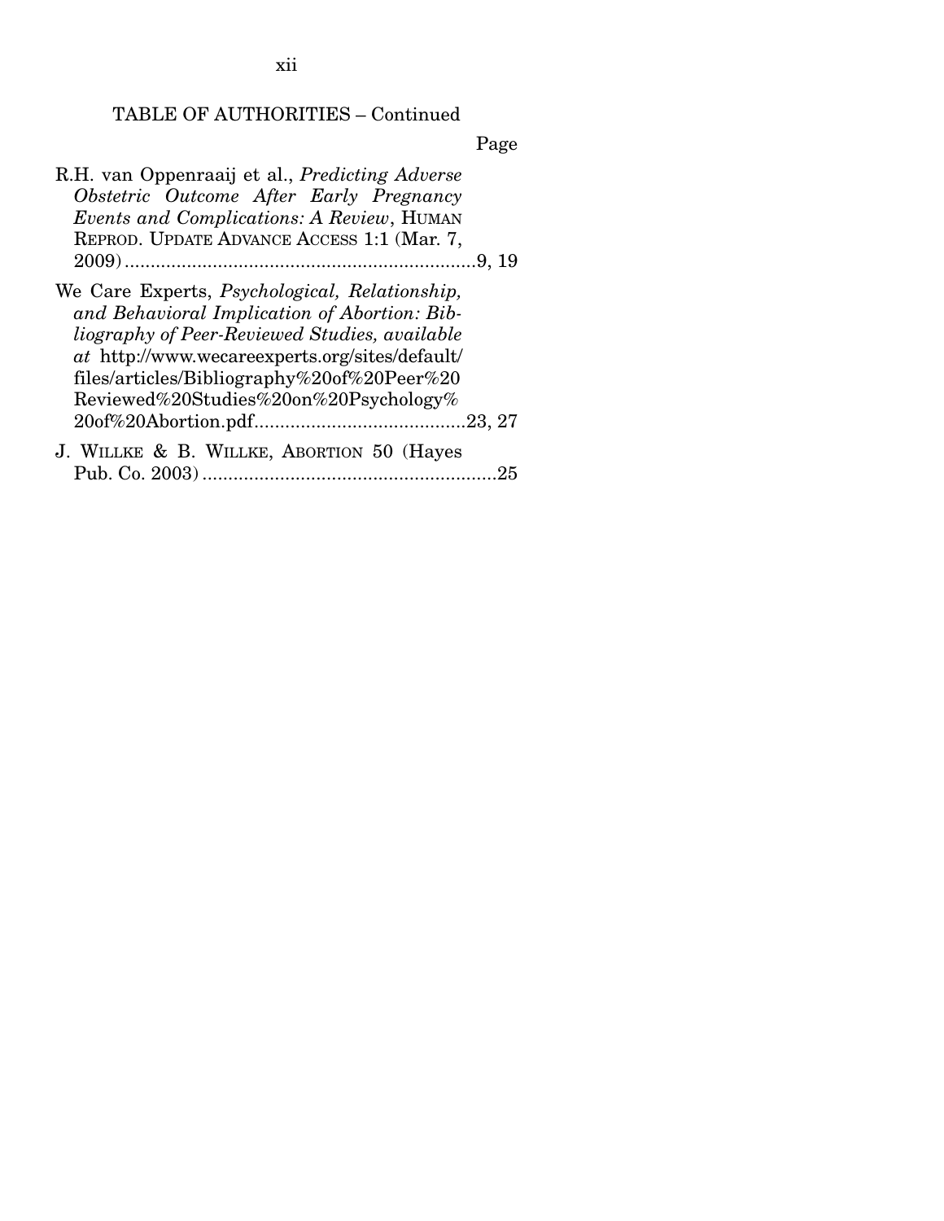TABLE OF AUTHORITIES – Continued

Page

R.H. van Oppenraaij et al., *Predicting Adverse Obstetric Outcome After Early Pregnancy Events and Complications: A Review*, HUMAN REPROD. UPDATE ADVANCE ACCESS 1:1 (Mar. 7, 2009) .......................................................................9, 19

We Care Experts, *Psychological, Relationship, and Behavioral Implication of Abortion: Bibliography of Peer-Reviewed Studies, available at* http://www.wecareexperts.org/sites/default/files/articles/Bibliography%20of%20Peer%20Reviewed%20Studies%20on%20Psychology%20of%20Abortion.pdf.........................................23, 27

J. WILLKE & B. WILLKE, ABORTION 50 (Hayes Pub. Co. 2003) ..........................................................25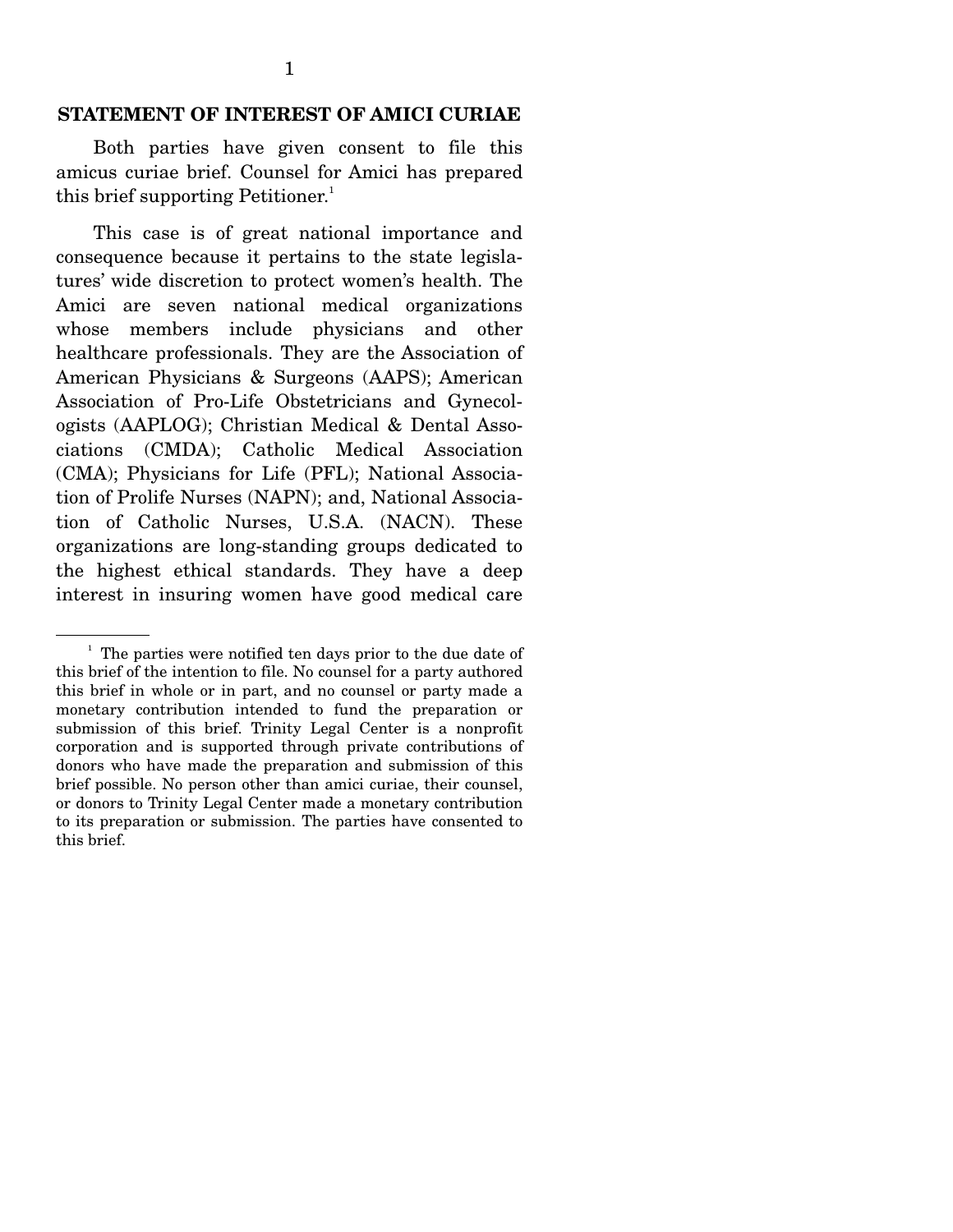## STATEMENT OF INTEREST OF AMICI CURIAE

Both parties have given consent to file this amicus curiae brief. Counsel for Amici has prepared this brief supporting Petitioner.[1]

This case is of great national importance and consequence because it pertains to the state legislatures' wide discretion to protect women's health. The Amici are seven national medical organizations whose members include physicians and other healthcare professionals. They are the Association of American Physicians & Surgeons (AAPS); American Association of Pro-Life Obstetricians and Gynecologists (AAPLOG); Christian Medical & Dental Associations (CMDA); Catholic Medical Association (CMA); Physicians for Life (PFL); National Association of Prolife Nurses (NAPN); and, National Association of Catholic Nurses, U.S.A. (NACN). These organizations are long-standing groups dedicated to the highest ethical standards. They have a deep interest in insuring women have good medical care

---

[1] The parties were notified ten days prior to the due date of this brief of the intention to file. No counsel for a party authored this brief in whole or in part, and no counsel or party made a monetary contribution intended to fund the preparation or submission of this brief. Trinity Legal Center is a nonprofit corporation and is supported through private contributions of donors who have made the preparation and submission of this brief possible. No person other than amici curiae, their counsel, or donors to Trinity Legal Center made a monetary contribution to its preparation or submission. The parties have consented to this brief.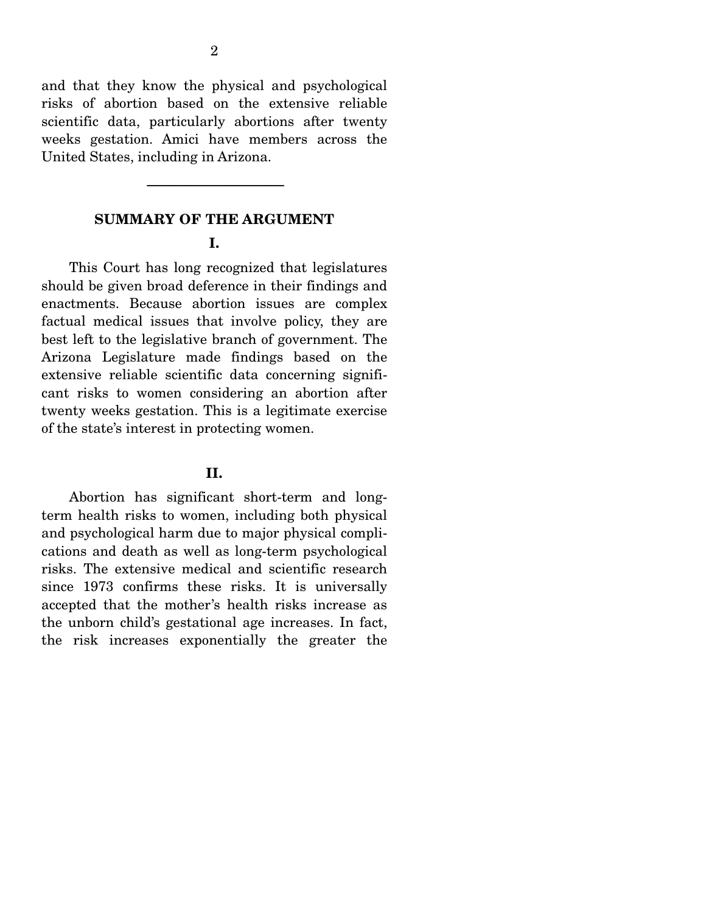and that they know the physical and psychological risks of abortion based on the extensive reliable scientific data, particularly abortions after twenty weeks gestation. Amici have members across the United States, including in Arizona.

---

## SUMMARY OF THE ARGUMENT

### I.

This Court has long recognized that legislatures should be given broad deference in their findings and enactments. Because abortion issues are complex factual medical issues that involve policy, they are best left to the legislative branch of government. The Arizona Legislature made findings based on the extensive reliable scientific data concerning significant risks to women considering an abortion after twenty weeks gestation. This is a legitimate exercise of the state's interest in protecting women.

### II.

Abortion has significant short-term and long-term health risks to women, including both physical and psychological harm due to major physical complications and death as well as long-term psychological risks. The extensive medical and scientific research since 1973 confirms these risks. It is universally accepted that the mother's health risks increase as the unborn child's gestational age increases. In fact, the risk increases exponentially the greater the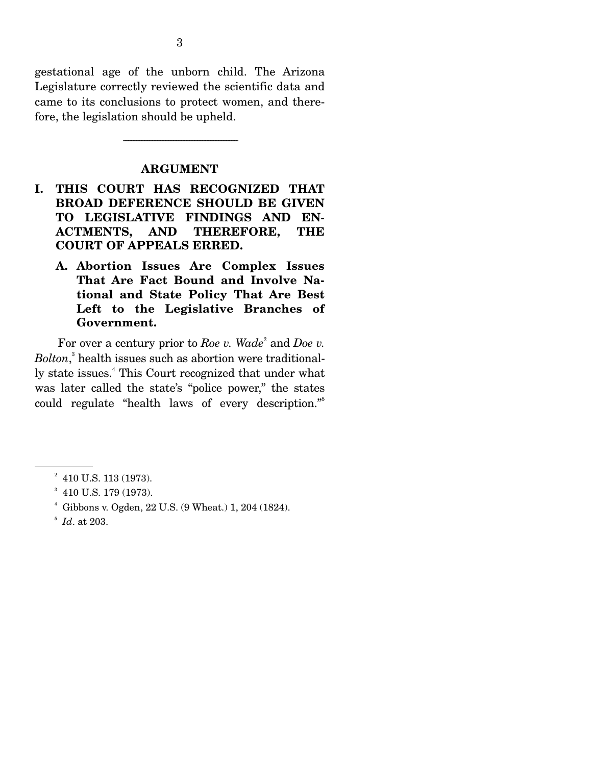gestational age of the unborn child. The Arizona Legislature correctly reviewed the scientific data and came to its conclusions to protect women, and therefore, the legislation should be upheld.

---

## ARGUMENT

### I. THIS COURT HAS RECOGNIZED THAT BROAD DEFERENCE SHOULD BE GIVEN TO LEGISLATIVE FINDINGS AND ENACTMENTS, AND THEREFORE, THE COURT OF APPEALS ERRED.

#### A. Abortion Issues Are Complex Issues That Are Fact Bound and Involve National and State Policy That Are Best Left to the Legislative Branches of Government.

For over a century prior to *Roe v. Wade*[2] and *Doe v. Bolton*,[3] health issues such as abortion were traditionally state issues.[4] This Court recognized that under what was later called the state's "police power," the states could regulate "health laws of every description."[5]

---

[2] 410 U.S. 113 (1973).

[3] 410 U.S. 179 (1973).

[4] Gibbons v. Ogden, 22 U.S. (9 Wheat.) 1, 204 (1824).

[5] *Id*. at 203.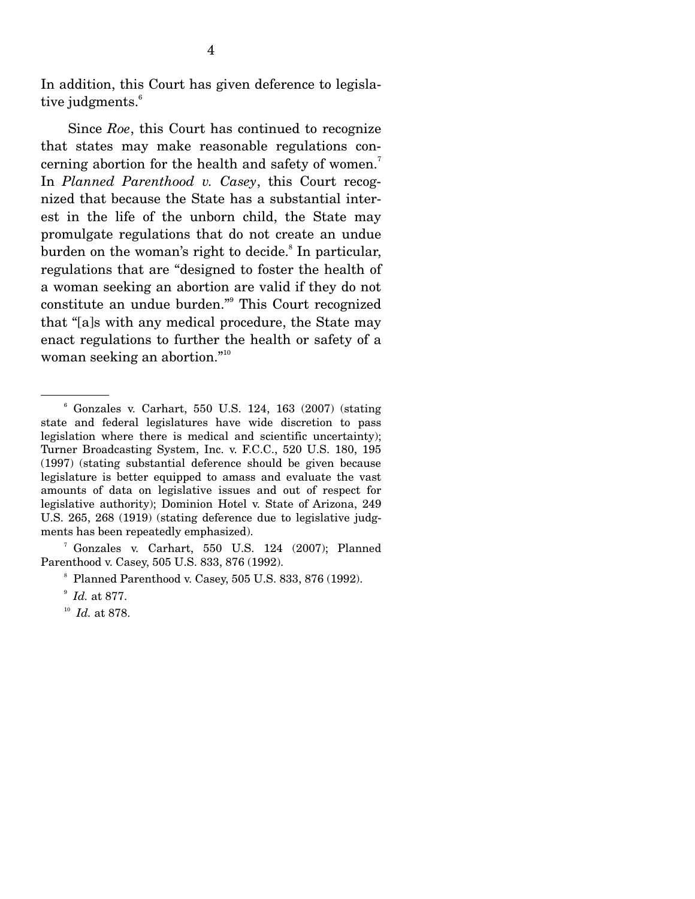In addition, this Court has given deference to legislative judgments.[6]

Since *Roe*, this Court has continued to recognize that states may make reasonable regulations concerning abortion for the health and safety of women.[7] In *Planned Parenthood v. Casey*, this Court recognized that because the State has a substantial interest in the life of the unborn child, the State may promulgate regulations that do not create an undue burden on the woman's right to decide.[8] In particular, regulations that are "designed to foster the health of a woman seeking an abortion are valid if they do not constitute an undue burden."[9] This Court recognized that "[a]s with any medical procedure, the State may enact regulations to further the health or safety of a woman seeking an abortion."[10]

---

[6] Gonzales v. Carhart, 550 U.S. 124, 163 (2007) (stating state and federal legislatures have wide discretion to pass legislation where there is medical and scientific uncertainty); Turner Broadcasting System, Inc. v. F.C.C., 520 U.S. 180, 195 (1997) (stating substantial deference should be given because legislature is better equipped to amass and evaluate the vast amounts of data on legislative issues and out of respect for legislative authority); Dominion Hotel v. State of Arizona, 249 U.S. 265, 268 (1919) (stating deference due to legislative judgments has been repeatedly emphasized).

[7] Gonzales v. Carhart, 550 U.S. 124 (2007); Planned Parenthood v. Casey, 505 U.S. 833, 876 (1992).

[8] Planned Parenthood v. Casey, 505 U.S. 833, 876 (1992).

[9] *Id.* at 877.

[10] *Id.* at 878.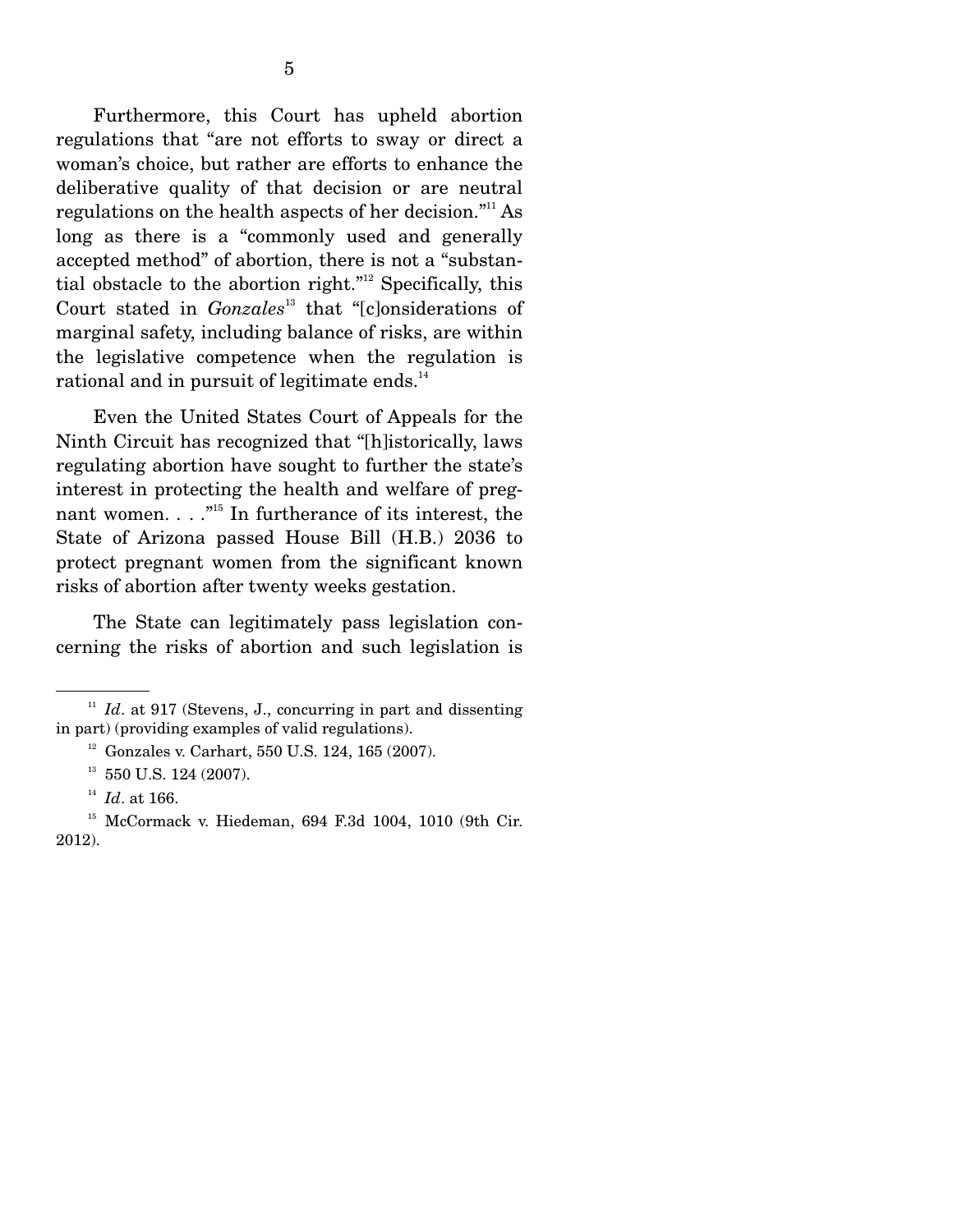Furthermore, this Court has upheld abortion regulations that "are not efforts to sway or direct a woman's choice, but rather are efforts to enhance the deliberative quality of that decision or are neutral regulations on the health aspects of her decision."[11] As long as there is a "commonly used and generally accepted method" of abortion, there is not a "substantial obstacle to the abortion right."[12] Specifically, this Court stated in *Gonzales*[13] that "[c]onsiderations of marginal safety, including balance of risks, are within the legislative competence when the regulation is rational and in pursuit of legitimate ends.[14]

Even the United States Court of Appeals for the Ninth Circuit has recognized that "[h]istorically, laws regulating abortion have sought to further the state's interest in protecting the health and welfare of pregnant women. . . ."[15] In furtherance of its interest, the State of Arizona passed House Bill (H.B.) 2036 to protect pregnant women from the significant known risks of abortion after twenty weeks gestation.

The State can legitimately pass legislation concerning the risks of abortion and such legislation is

---

[11] *Id*. at 917 (Stevens, J., concurring in part and dissenting in part) (providing examples of valid regulations).

[12] Gonzales v. Carhart, 550 U.S. 124, 165 (2007).

[13] 550 U.S. 124 (2007).

[14] *Id*. at 166.

[15] McCormack v. Hiedeman, 694 F.3d 1004, 1010 (9th Cir. 2012).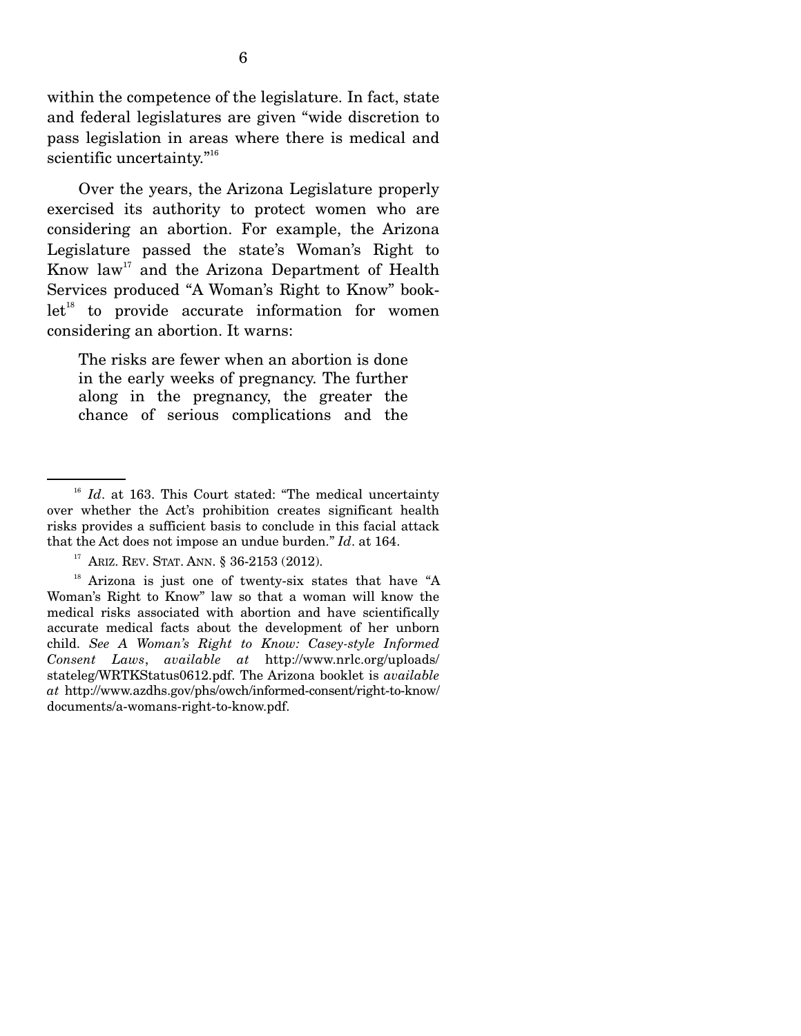within the competence of the legislature. In fact, state and federal legislatures are given "wide discretion to pass legislation in areas where there is medical and scientific uncertainty."[16]

Over the years, the Arizona Legislature properly exercised its authority to protect women who are considering an abortion. For example, the Arizona Legislature passed the state's Woman's Right to Know law[17] and the Arizona Department of Health Services produced "A Woman's Right to Know" booklet[18] to provide accurate information for women considering an abortion. It warns:

> The risks are fewer when an abortion is done in the early weeks of pregnancy. The further along in the pregnancy, the greater the chance of serious complications and the

---

[16] *Id*. at 163. This Court stated: "The medical uncertainty over whether the Act's prohibition creates significant health risks provides a sufficient basis to conclude in this facial attack that the Act does not impose an undue burden." *Id*. at 164.

[17] ARIZ. REV. STAT. ANN. § 36-2153 (2012).

[18] Arizona is just one of twenty-six states that have "A Woman's Right to Know" law so that a woman will know the medical risks associated with abortion and have scientifically accurate medical facts about the development of her unborn child. *See A Woman's Right to Know: Casey-style Informed Consent Laws*, *available at* http://www.nrlc.org/uploads/stateleg/WRTKStatus0612.pdf. The Arizona booklet is *available at* http://www.azdhs.gov/phs/owch/informed-consent/right-to-know/documents/a-womans-right-to-know.pdf.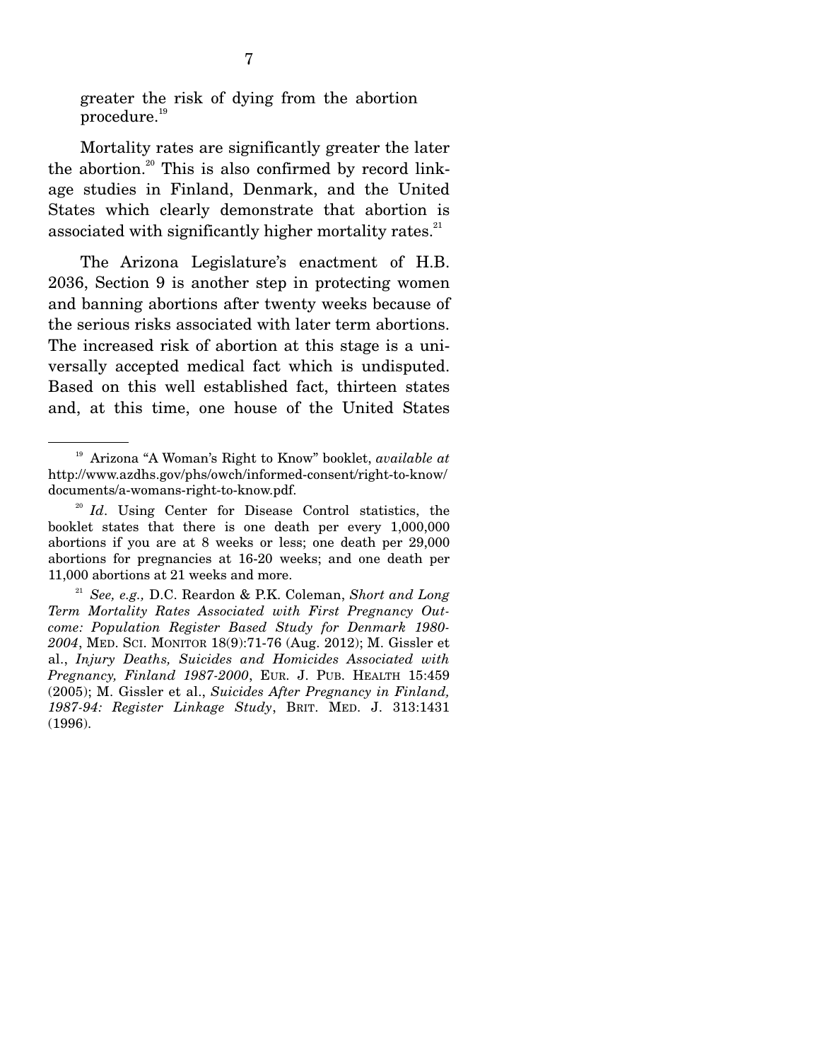greater the risk of dying from the abortion procedure.[19]

Mortality rates are significantly greater the later the abortion.[20] This is also confirmed by record linkage studies in Finland, Denmark, and the United States which clearly demonstrate that abortion is associated with significantly higher mortality rates.[21]

The Arizona Legislature's enactment of H.B. 2036, Section 9 is another step in protecting women and banning abortions after twenty weeks because of the serious risks associated with later term abortions. The increased risk of abortion at this stage is a universally accepted medical fact which is undisputed. Based on this well established fact, thirteen states and, at this time, one house of the United States

---

[19] Arizona "A Woman's Right to Know" booklet, *available at* http://www.azdhs.gov/phs/owch/informed-consent/right-to-know/documents/a-womans-right-to-know.pdf.

[20] *Id*. Using Center for Disease Control statistics, the booklet states that there is one death per every 1,000,000 abortions if you are at 8 weeks or less; one death per 29,000 abortions for pregnancies at 16-20 weeks; and one death per 11,000 abortions at 21 weeks and more.

[21] *See, e.g.,* D.C. Reardon & P.K. Coleman, *Short and Long Term Mortality Rates Associated with First Pregnancy Outcome: Population Register Based Study for Denmark 1980-2004*, MED. SCI. MONITOR 18(9):71-76 (Aug. 2012); M. Gissler et al., *Injury Deaths, Suicides and Homicides Associated with Pregnancy, Finland 1987-2000*, EUR. J. PUB. HEALTH 15:459 (2005); M. Gissler et al., *Suicides After Pregnancy in Finland, 1987-94: Register Linkage Study*, BRIT. MED. J. 313:1431 (1996).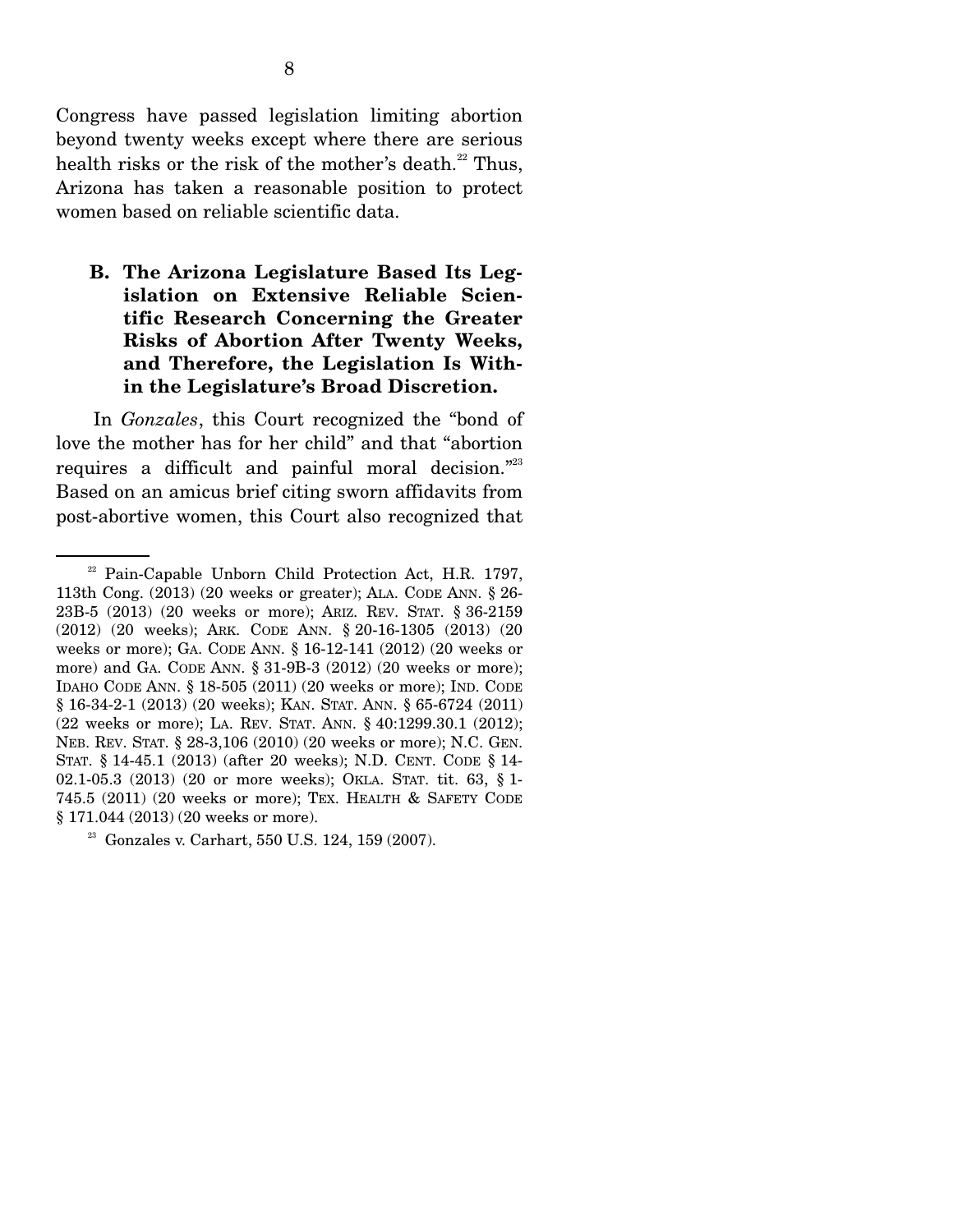Congress have passed legislation limiting abortion beyond twenty weeks except where there are serious health risks or the risk of the mother's death.[22] Thus, Arizona has taken a reasonable position to protect women based on reliable scientific data.

### B. The Arizona Legislature Based Its Legislation on Extensive Reliable Scientific Research Concerning the Greater Risks of Abortion After Twenty Weeks, and Therefore, the Legislation Is Within the Legislature's Broad Discretion.

In *Gonzales*, this Court recognized the "bond of love the mother has for her child" and that "abortion requires a difficult and painful moral decision."[23] Based on an amicus brief citing sworn affidavits from post-abortive women, this Court also recognized that

---

[22] Pain-Capable Unborn Child Protection Act, H.R. 1797, 113th Cong. (2013) (20 weeks or greater); ALA. CODE ANN. § 26-23B-5 (2013) (20 weeks or more); ARIZ. REV. STAT. § 36-2159 (2012) (20 weeks); ARK. CODE ANN. § 20-16-1305 (2013) (20 weeks or more); GA. CODE ANN. § 16-12-141 (2012) (20 weeks or more) and GA. CODE ANN. § 31-9B-3 (2012) (20 weeks or more); IDAHO CODE ANN. § 18-505 (2011) (20 weeks or more); IND. CODE § 16-34-2-1 (2013) (20 weeks); KAN. STAT. ANN. § 65-6724 (2011) (22 weeks or more); LA. REV. STAT. ANN. § 40:1299.30.1 (2012); NEB. REV. STAT. § 28-3,106 (2010) (20 weeks or more); N.C. GEN. STAT. § 14-45.1 (2013) (after 20 weeks); N.D. CENT. CODE § 14-02.1-05.3 (2013) (20 or more weeks); OKLA. STAT. tit. 63, § 1-745.5 (2011) (20 weeks or more); TEX. HEALTH & SAFETY CODE § 171.044 (2013) (20 weeks or more).

[23] Gonzales v. Carhart, 550 U.S. 124, 159 (2007).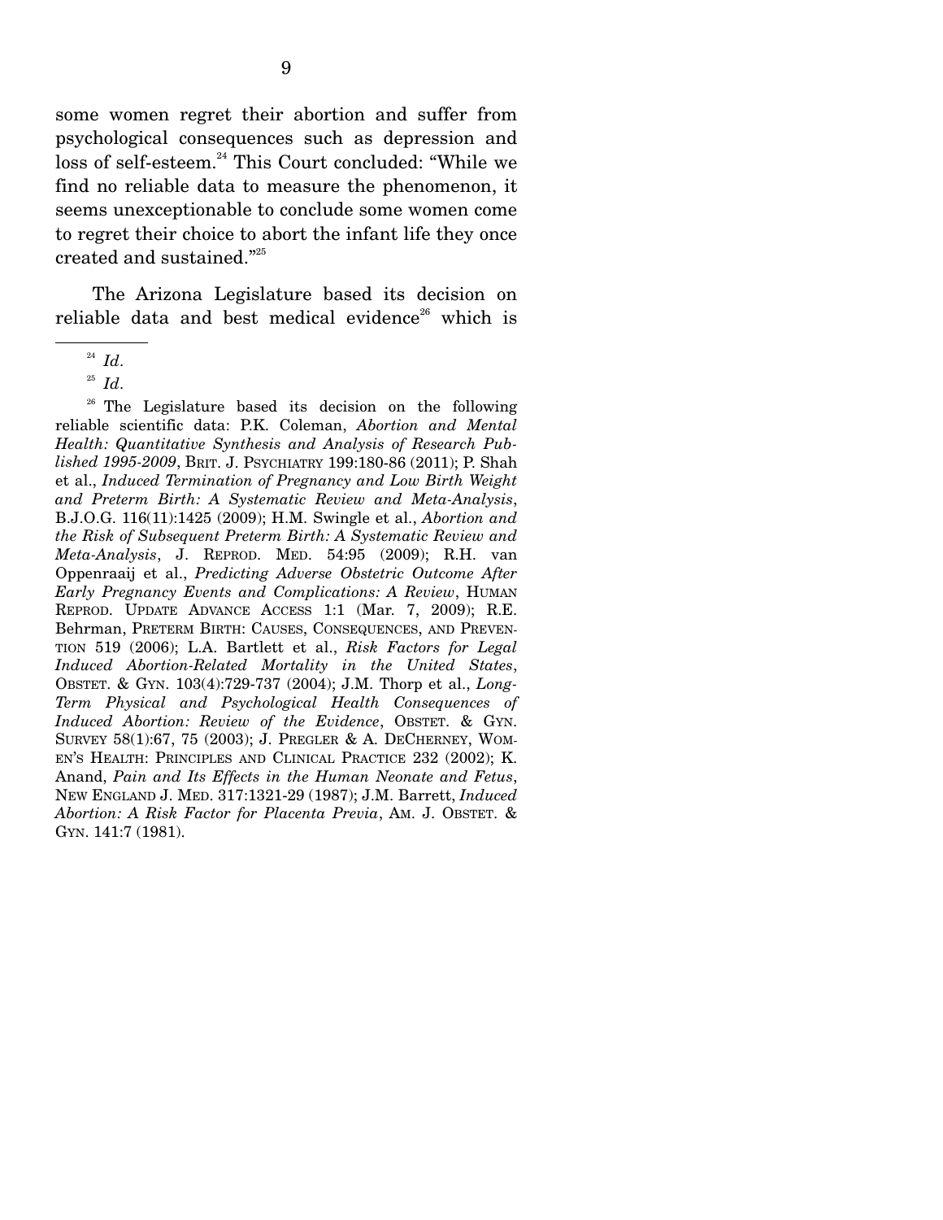some women regret their abortion and suffer from psychological consequences such as depression and loss of self-esteem.[24] This Court concluded: "While we find no reliable data to measure the phenomenon, it seems unexceptionable to conclude some women come to regret their choice to abort the infant life they once created and sustained."[25]

The Arizona Legislature based its decision on reliable data and best medical evidence[26] which is

---

[24] *Id*.

[25] *Id*.

[26] The Legislature based its decision on the following reliable scientific data: P.K. Coleman, *Abortion and Mental Health: Quantitative Synthesis and Analysis of Research Published 1995-2009*, BRIT. J. PSYCHIATRY 199:180-86 (2011); P. Shah et al., *Induced Termination of Pregnancy and Low Birth Weight and Preterm Birth: A Systematic Review and Meta-Analysis*, B.J.O.G. 116(11):1425 (2009); H.M. Swingle et al., *Abortion and the Risk of Subsequent Preterm Birth: A Systematic Review and Meta-Analysis*, J. REPROD. MED. 54:95 (2009); R.H. van Oppenraaij et al., *Predicting Adverse Obstetric Outcome After Early Pregnancy Events and Complications: A Review*, HUMAN REPROD. UPDATE ADVANCE ACCESS 1:1 (Mar. 7, 2009); R.E. Behrman, PRETERM BIRTH: CAUSES, CONSEQUENCES, AND PREVENTION 519 (2006); L.A. Bartlett et al., *Risk Factors for Legal Induced Abortion-Related Mortality in the United States*, OBSTET. & GYN. 103(4):729-737 (2004); J.M. Thorp et al., *Long-Term Physical and Psychological Health Consequences of Induced Abortion: Review of the Evidence*, OBSTET. & GYN. SURVEY 58(1):67, 75 (2003); J. PREGLER & A. DECHERNEY, WOMEN'S HEALTH: PRINCIPLES AND CLINICAL PRACTICE 232 (2002); K. Anand, *Pain and Its Effects in the Human Neonate and Fetus*, NEW ENGLAND J. MED. 317:1321-29 (1987); J.M. Barrett, *Induced Abortion: A Risk Factor for Placenta Previa*, AM. J. OBSTET. & GYN. 141:7 (1981).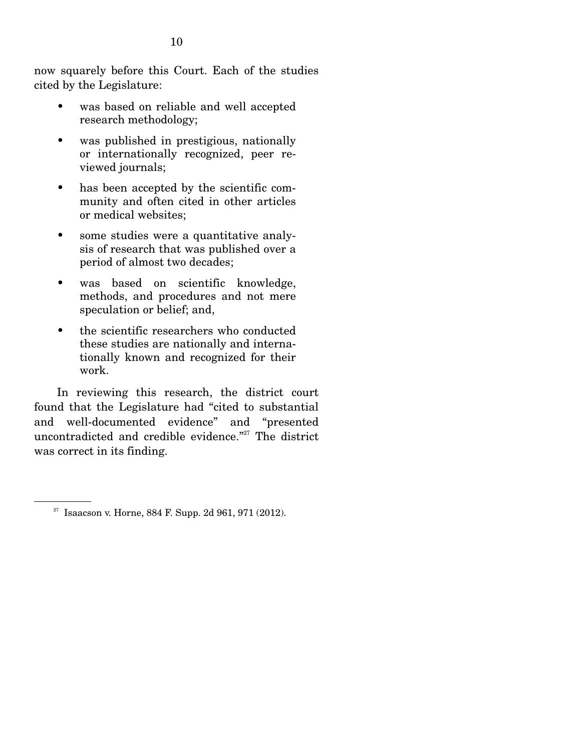now squarely before this Court. Each of the studies cited by the Legislature:

- was based on reliable and well accepted research methodology;
- was published in prestigious, nationally or internationally recognized, peer reviewed journals;
- has been accepted by the scientific community and often cited in other articles or medical websites;
- some studies were a quantitative analysis of research that was published over a period of almost two decades;
- was based on scientific knowledge, methods, and procedures and not mere speculation or belief; and,
- the scientific researchers who conducted these studies are nationally and internationally known and recognized for their work.

In reviewing this research, the district court found that the Legislature had "cited to substantial and well-documented evidence" and "presented uncontradicted and credible evidence."[27] The district was correct in its finding.

---

[27] Isaacson v. Horne, 884 F. Supp. 2d 961, 971 (2012).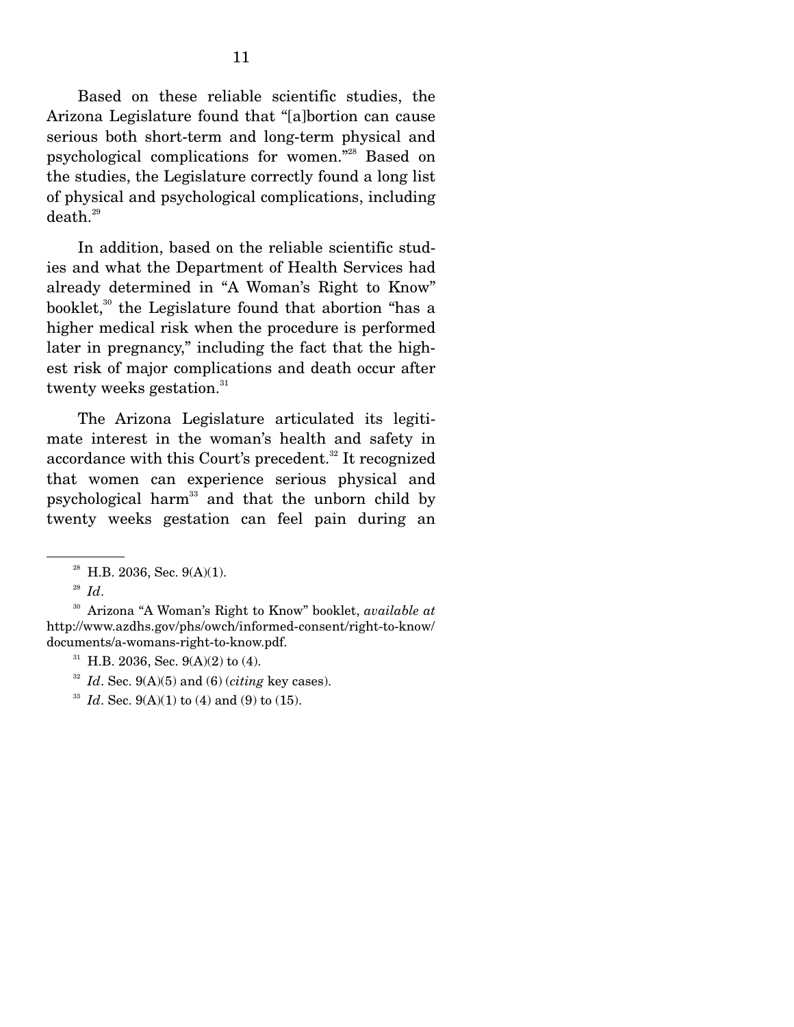Based on these reliable scientific studies, the Arizona Legislature found that "[a]bortion can cause serious both short-term and long-term physical and psychological complications for women."[28] Based on the studies, the Legislature correctly found a long list of physical and psychological complications, including death.[29]

In addition, based on the reliable scientific studies and what the Department of Health Services had already determined in "A Woman's Right to Know" booklet,[30] the Legislature found that abortion "has a higher medical risk when the procedure is performed later in pregnancy," including the fact that the highest risk of major complications and death occur after twenty weeks gestation.[31]

The Arizona Legislature articulated its legitimate interest in the woman's health and safety in accordance with this Court's precedent.[32] It recognized that women can experience serious physical and psychological harm[33] and that the unborn child by twenty weeks gestation can feel pain during an

---

[28] H.B. 2036, Sec. 9(A)(1).

[29] *Id*.

[30] Arizona "A Woman's Right to Know" booklet, *available at* http://www.azdhs.gov/phs/owch/informed-consent/right-to-know/documents/a-womans-right-to-know.pdf.

[31] H.B. 2036, Sec. 9(A)(2) to (4).

[32] *Id*. Sec. 9(A)(5) and (6) (*citing* key cases).

[33] *Id*. Sec. 9(A)(1) to (4) and (9) to (15).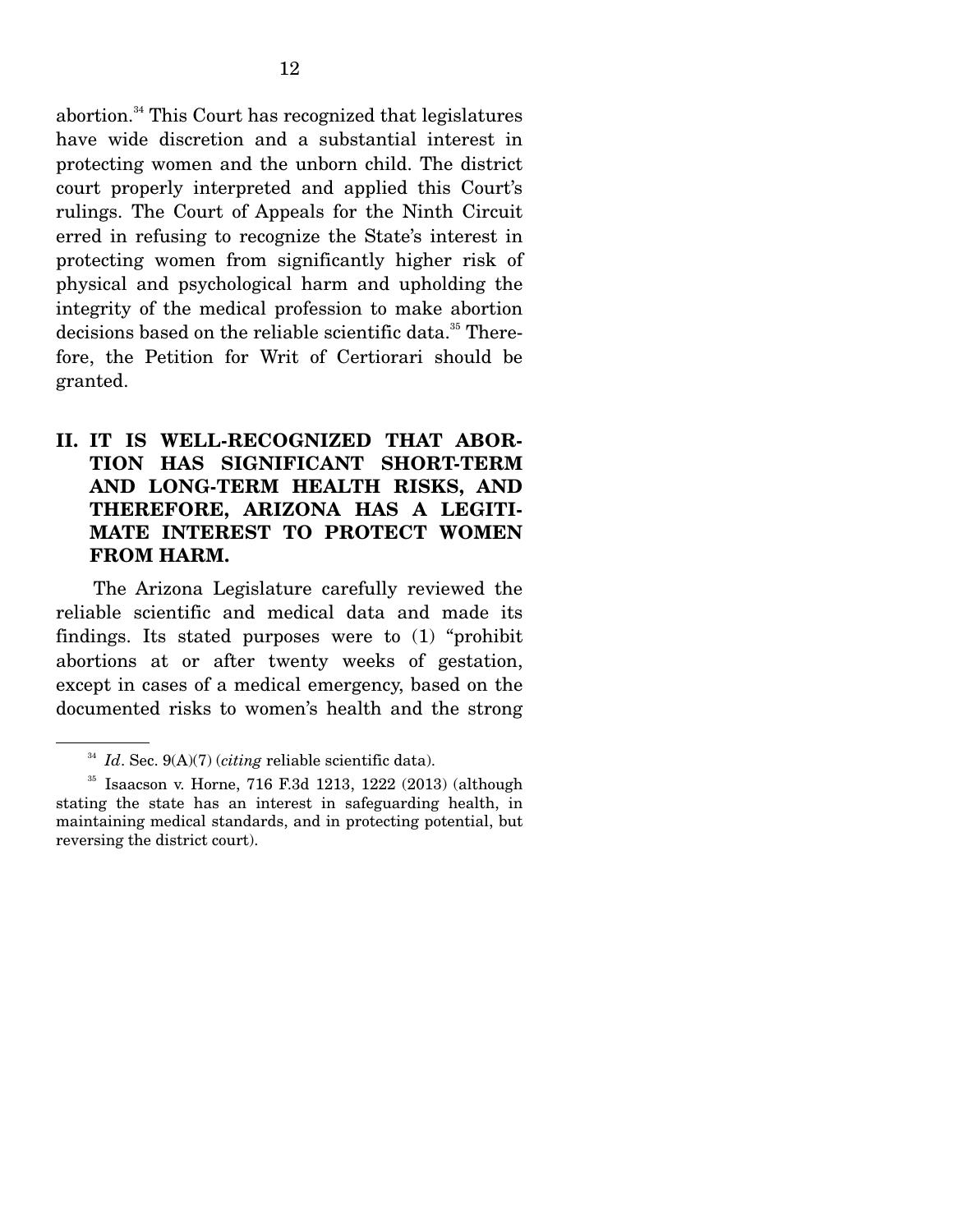abortion.[34] This Court has recognized that legislatures have wide discretion and a substantial interest in protecting women and the unborn child. The district court properly interpreted and applied this Court's rulings. The Court of Appeals for the Ninth Circuit erred in refusing to recognize the State's interest in protecting women from significantly higher risk of physical and psychological harm and upholding the integrity of the medical profession to make abortion decisions based on the reliable scientific data.[35] Therefore, the Petition for Writ of Certiorari should be granted.

## II. IT IS WELL-RECOGNIZED THAT ABORTION HAS SIGNIFICANT SHORT-TERM AND LONG-TERM HEALTH RISKS, AND THEREFORE, ARIZONA HAS A LEGITIMATE INTEREST TO PROTECT WOMEN FROM HARM.

The Arizona Legislature carefully reviewed the reliable scientific and medical data and made its findings. Its stated purposes were to (1) "prohibit abortions at or after twenty weeks of gestation, except in cases of a medical emergency, based on the documented risks to women's health and the strong

---

[34] *Id*. Sec. 9(A)(7) (*citing* reliable scientific data).

[35] Isaacson v. Horne, 716 F.3d 1213, 1222 (2013) (although stating the state has an interest in safeguarding health, in maintaining medical standards, and in protecting potential, but reversing the district court).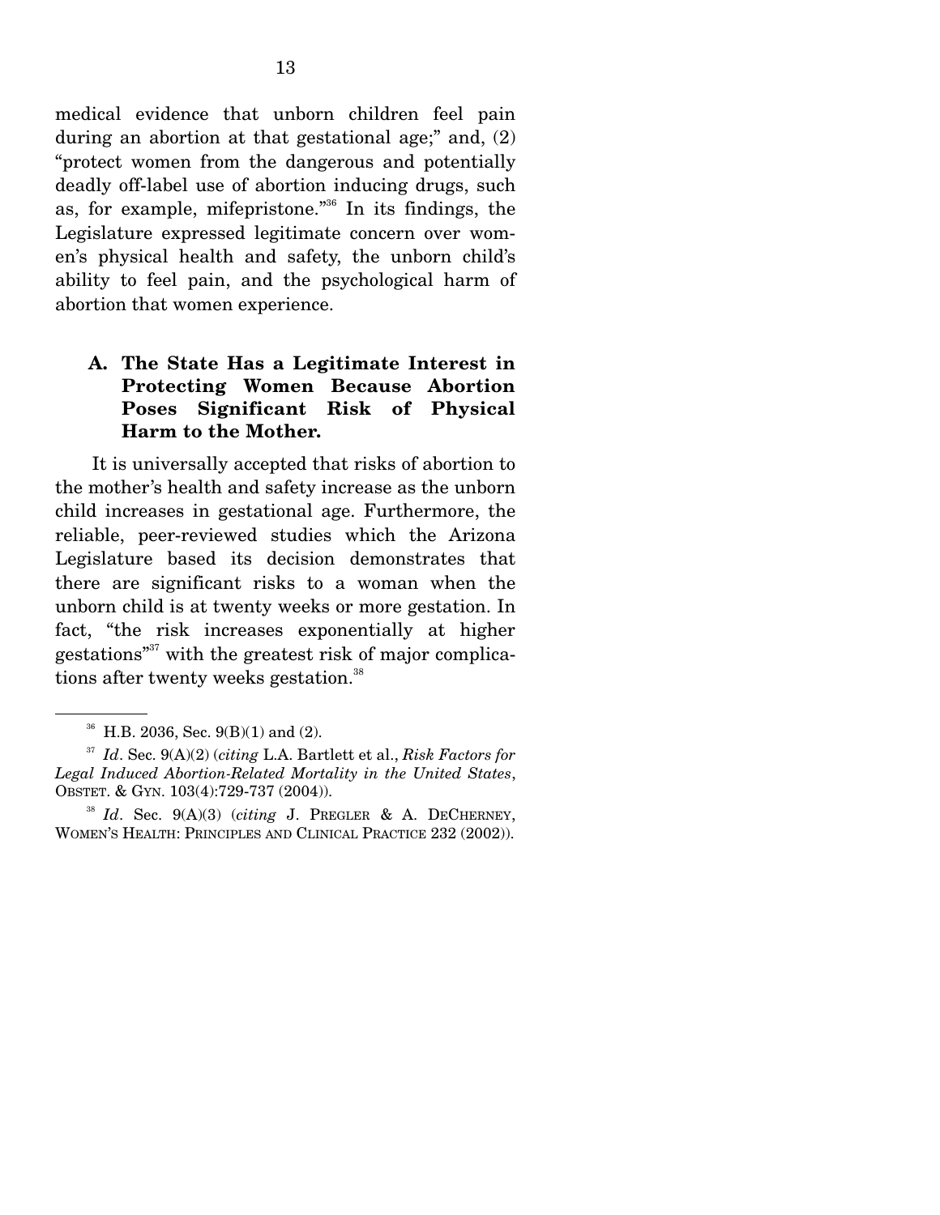medical evidence that unborn children feel pain during an abortion at that gestational age;" and, (2) "protect women from the dangerous and potentially deadly off-label use of abortion inducing drugs, such as, for example, mifepristone."[36] In its findings, the Legislature expressed legitimate concern over women's physical health and safety, the unborn child's ability to feel pain, and the psychological harm of abortion that women experience.

### A. The State Has a Legitimate Interest in Protecting Women Because Abortion Poses Significant Risk of Physical Harm to the Mother.

It is universally accepted that risks of abortion to the mother's health and safety increase as the unborn child increases in gestational age. Furthermore, the reliable, peer-reviewed studies which the Arizona Legislature based its decision demonstrates that there are significant risks to a woman when the unborn child is at twenty weeks or more gestation. In fact, "the risk increases exponentially at higher gestations"[37] with the greatest risk of major complications after twenty weeks gestation.[38]

---

[36] H.B. 2036, Sec. 9(B)(1) and (2).

[37] *Id*. Sec. 9(A)(2) (*citing* L.A. Bartlett et al., *Risk Factors for Legal Induced Abortion-Related Mortality in the United States*, OBSTET. & GYN. 103(4):729-737 (2004)).

[38] *Id*. Sec. 9(A)(3) (*citing* J. PREGLER & A. DECHERNEY, WOMEN'S HEALTH: PRINCIPLES AND CLINICAL PRACTICE 232 (2002)).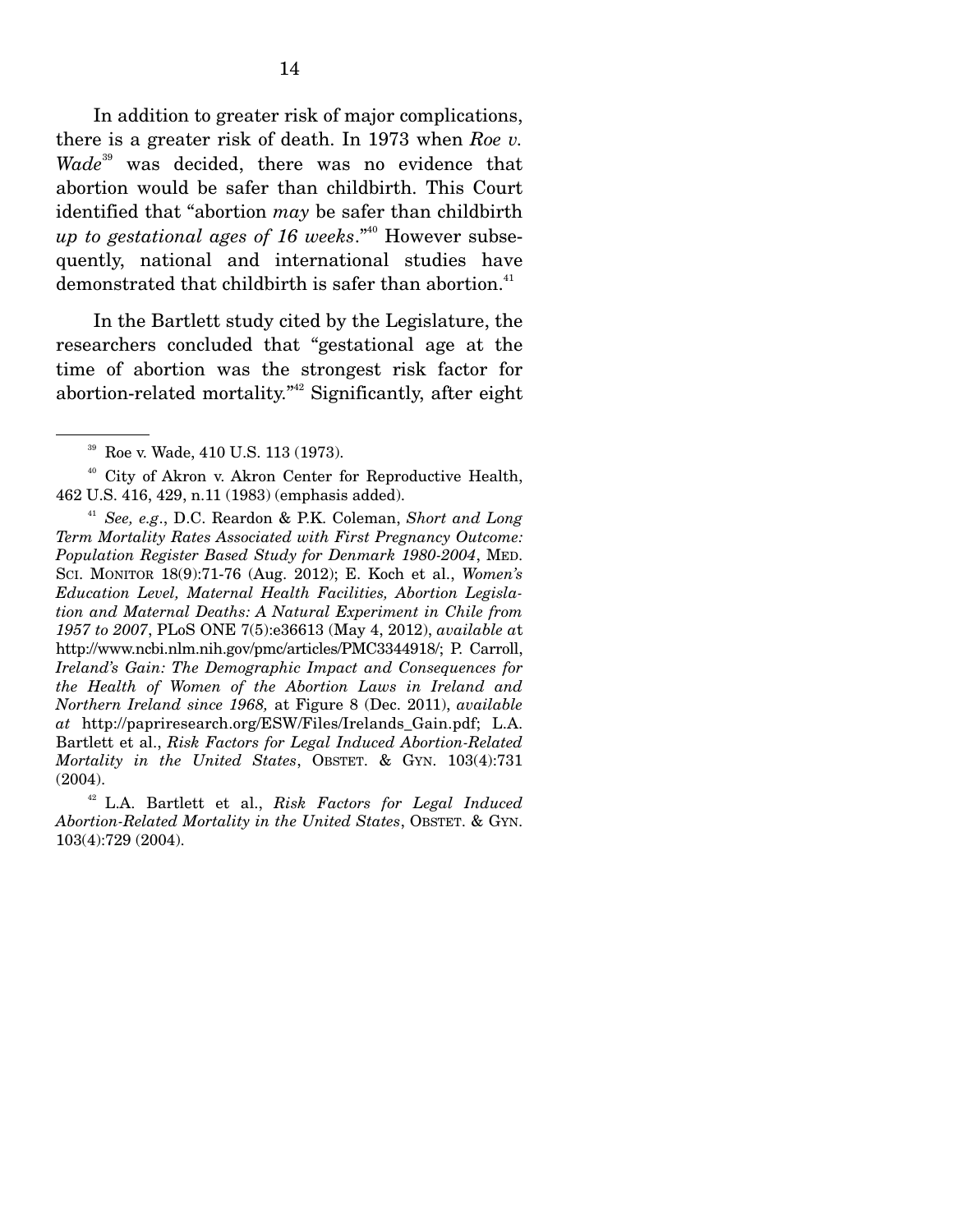In addition to greater risk of major complications, there is a greater risk of death. In 1973 when *Roe v. Wade*[39] was decided, there was no evidence that abortion would be safer than childbirth. This Court identified that "abortion *may* be safer than childbirth *up to gestational ages of 16 weeks*."[40] However subsequently, national and international studies have demonstrated that childbirth is safer than abortion.[41]

In the Bartlett study cited by the Legislature, the researchers concluded that "gestational age at the time of abortion was the strongest risk factor for abortion-related mortality."[42] Significantly, after eight

---

[39] Roe v. Wade, 410 U.S. 113 (1973).

[40] City of Akron v. Akron Center for Reproductive Health, 462 U.S. 416, 429, n.11 (1983) (emphasis added).

[41] *See, e.g*., D.C. Reardon & P.K. Coleman, *Short and Long Term Mortality Rates Associated with First Pregnancy Outcome: Population Register Based Study for Denmark 1980-2004*, MED. SCI. MONITOR 18(9):71-76 (Aug. 2012); E. Koch et al., *Women's Education Level, Maternal Health Facilities, Abortion Legislation and Maternal Deaths: A Natural Experiment in Chile from 1957 to 2007*, PLoS ONE 7(5):e36613 (May 4, 2012), *available a*t http://www.ncbi.nlm.nih.gov/pmc/articles/PMC3344918/; P. Carroll, *Ireland's Gain: The Demographic Impact and Consequences for the Health of Women of the Abortion Laws in Ireland and Northern Ireland since 1968,* at Figure 8 (Dec. 2011), *available at* http://papriresearch.org/ESW/Files/Irelands_Gain.pdf; L.A. Bartlett et al., *Risk Factors for Legal Induced Abortion-Related Mortality in the United States*, OBSTET. & GYN. 103(4):731 (2004).

[42] L.A. Bartlett et al., *Risk Factors for Legal Induced Abortion-Related Mortality in the United States*, OBSTET. & GYN. 103(4):729 (2004).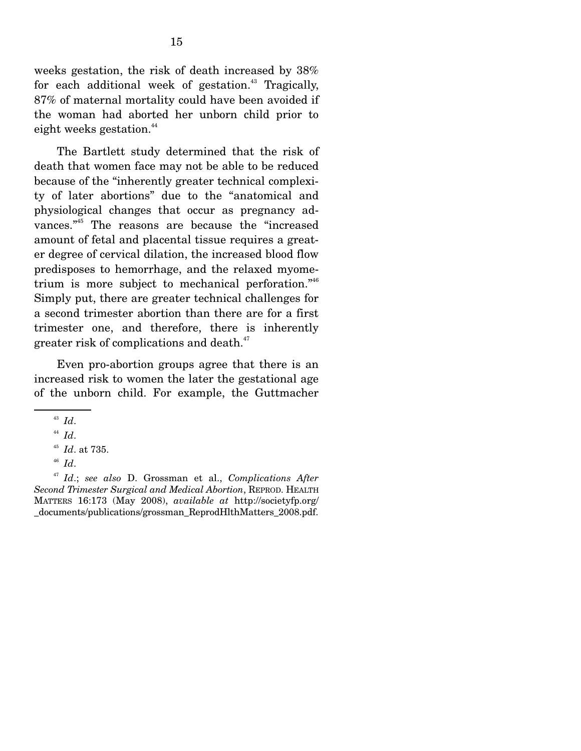weeks gestation, the risk of death increased by 38% for each additional week of gestation.[43] Tragically, 87% of maternal mortality could have been avoided if the woman had aborted her unborn child prior to eight weeks gestation.[44]

The Bartlett study determined that the risk of death that women face may not be able to be reduced because of the "inherently greater technical complexity of later abortions" due to the "anatomical and physiological changes that occur as pregnancy advances."[45] The reasons are because the "increased amount of fetal and placental tissue requires a greater degree of cervical dilation, the increased blood flow predisposes to hemorrhage, and the relaxed myometrium is more subject to mechanical perforation."[46] Simply put, there are greater technical challenges for a second trimester abortion than there are for a first trimester one, and therefore, there is inherently greater risk of complications and death.[47]

Even pro-abortion groups agree that there is an increased risk to women the later the gestational age of the unborn child. For example, the Guttmacher

---

[43] *Id*.

[44] *Id*.

[45] *Id*. at 735.

[46] *Id*.

[47] *Id*.; *see also* D. Grossman et al., *Complications After Second Trimester Surgical and Medical Abortion*, REPROD. HEALTH MATTERS 16:173 (May 2008), *available at* http://societyfp.org/_documents/publications/grossman_ReprodHlthMatters_2008.pdf.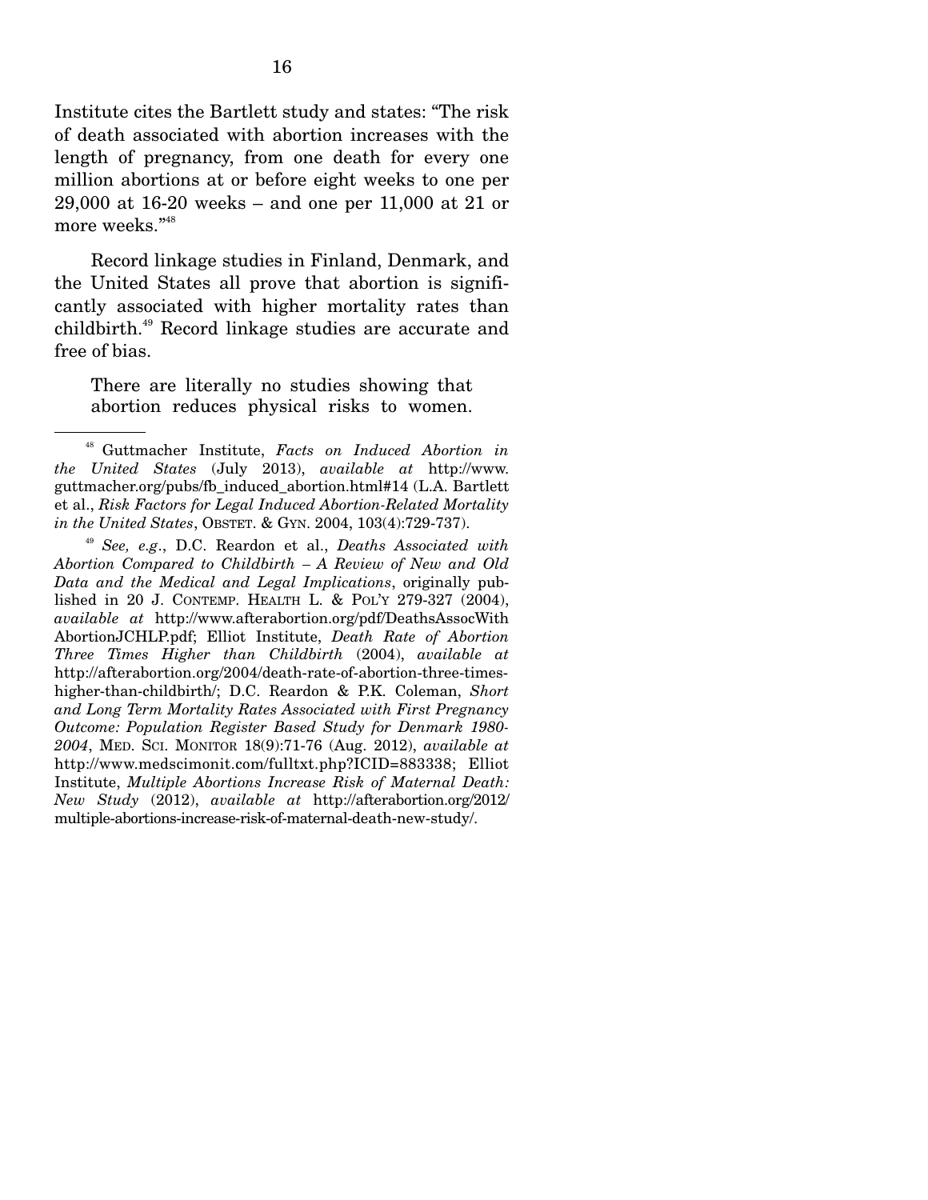Institute cites the Bartlett study and states: "The risk of death associated with abortion increases with the length of pregnancy, from one death for every one million abortions at or before eight weeks to one per 29,000 at 16-20 weeks – and one per 11,000 at 21 or more weeks."[48]

Record linkage studies in Finland, Denmark, and the United States all prove that abortion is significantly associated with higher mortality rates than childbirth.[49] Record linkage studies are accurate and free of bias.

> There are literally no studies showing that abortion reduces physical risks to women.

---

[48] Guttmacher Institute, *Facts on Induced Abortion in the United States* (July 2013), *available at* http://www.guttmacher.org/pubs/fb_induced_abortion.html#14 (L.A. Bartlett et al., *Risk Factors for Legal Induced Abortion-Related Mortality in the United States*, OBSTET. & GYN. 2004, 103(4):729-737).

[49] *See, e.g.*, D.C. Reardon et al., *Deaths Associated with Abortion Compared to Childbirth – A Review of New and Old Data and the Medical and Legal Implications*, originally published in 20 J. CONTEMP. HEALTH L. & POL'Y 279-327 (2004), *available at* http://www.afterabortion.org/pdf/DeathsAssocWithAbortionJCHLP.pdf; Elliot Institute, *Death Rate of Abortion Three Times Higher than Childbirth* (2004), *available at* http://afterabortion.org/2004/death-rate-of-abortion-three-times-higher-than-childbirth/; D.C. Reardon & P.K. Coleman, *Short and Long Term Mortality Rates Associated with First Pregnancy Outcome: Population Register Based Study for Denmark 1980-2004*, MED. SCI. MONITOR 18(9):71-76 (Aug. 2012), *available at* http://www.medscimonit.com/fulltxt.php?ICID=883338; Elliot Institute, *Multiple Abortions Increase Risk of Maternal Death: New Study* (2012), *available at* http://afterabortion.org/2012/multiple-abortions-increase-risk-of-maternal-death-new-study/.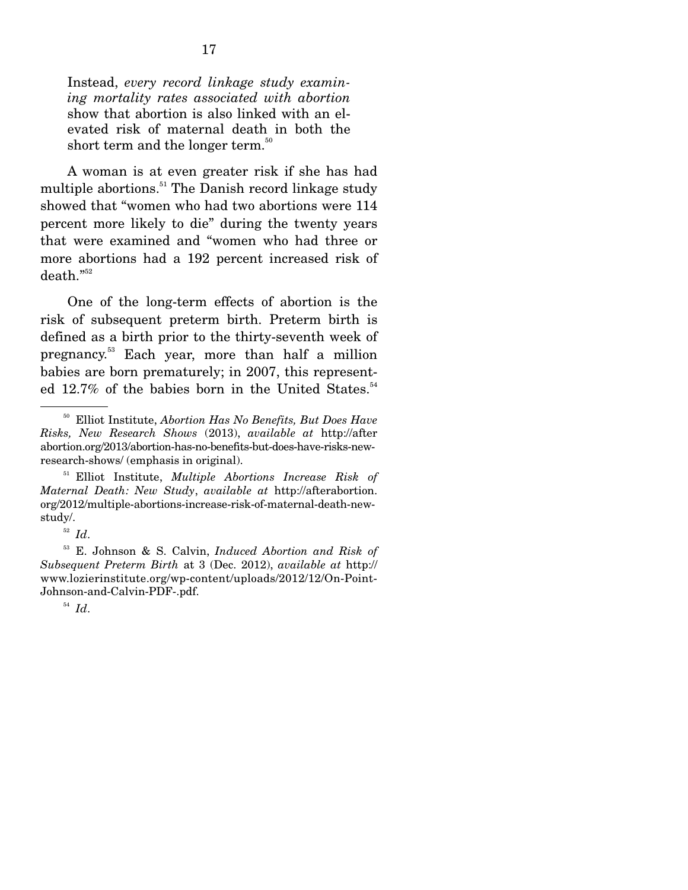> Instead, *every record linkage study examining mortality rates associated with abortion* show that abortion is also linked with an elevated risk of maternal death in both the short term and the longer term.[50]

A woman is at even greater risk if she has had multiple abortions.[51] The Danish record linkage study showed that "women who had two abortions were 114 percent more likely to die" during the twenty years that were examined and "women who had three or more abortions had a 192 percent increased risk of death."[52]

One of the long-term effects of abortion is the risk of subsequent preterm birth. Preterm birth is defined as a birth prior to the thirty-seventh week of pregnancy.[53] Each year, more than half a million babies are born prematurely; in 2007, this represented 12.7% of the babies born in the United States.[54]

---

[50] Elliot Institute, *Abortion Has No Benefits, But Does Have Risks, New Research Shows* (2013), *available at* http://afterabortion.org/2013/abortion-has-no-benefits-but-does-have-risks-new-research-shows/ (emphasis in original).

[51] Elliot Institute, *Multiple Abortions Increase Risk of Maternal Death: New Study*, *available at* http://afterabortion.org/2012/multiple-abortions-increase-risk-of-maternal-death-new-study/.

[52] *Id*.

[53] E. Johnson & S. Calvin, *Induced Abortion and Risk of Subsequent Preterm Birth* at 3 (Dec. 2012), *available at* http://www.lozierinstitute.org/wp-content/uploads/2012/12/On-Point-Johnson-and-Calvin-PDF-.pdf.

[54] *Id*.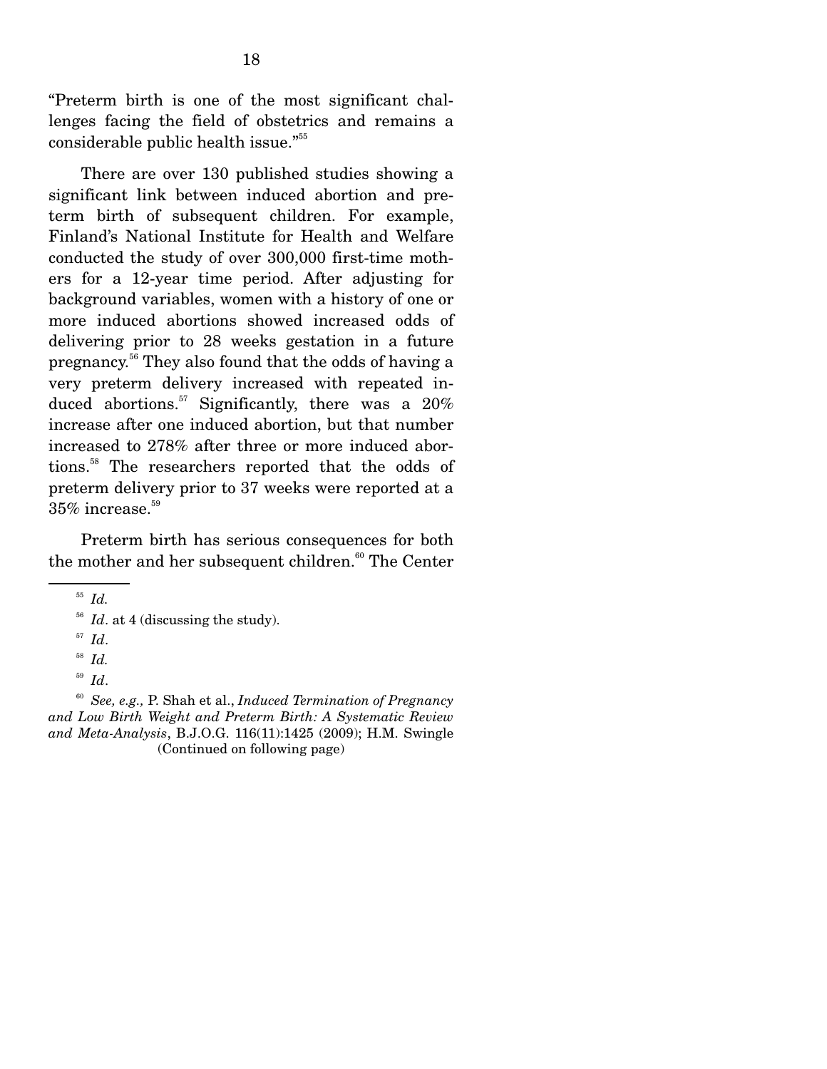"Preterm birth is one of the most significant challenges facing the field of obstetrics and remains a considerable public health issue."[55]

There are over 130 published studies showing a significant link between induced abortion and preterm birth of subsequent children. For example, Finland's National Institute for Health and Welfare conducted the study of over 300,000 first-time mothers for a 12-year time period. After adjusting for background variables, women with a history of one or more induced abortions showed increased odds of delivering prior to 28 weeks gestation in a future pregnancy.[56] They also found that the odds of having a very preterm delivery increased with repeated induced abortions.[57] Significantly, there was a 20% increase after one induced abortion, but that number increased to 278% after three or more induced abortions.[58] The researchers reported that the odds of preterm delivery prior to 37 weeks were reported at a 35% increase.[59]

Preterm birth has serious consequences for both the mother and her subsequent children.[60] The Center

---

[55] *Id.*

[56] *Id*. at 4 (discussing the study).

[57] *Id*.

[58] *Id.*

[59] *Id*.

[60] *See, e.g.,* P. Shah et al., *Induced Termination of Pregnancy and Low Birth Weight and Preterm Birth: A Systematic Review and Meta-Analysis*, B.J.O.G. 116(11):1425 (2009); H.M. Swingle (Continued on following page)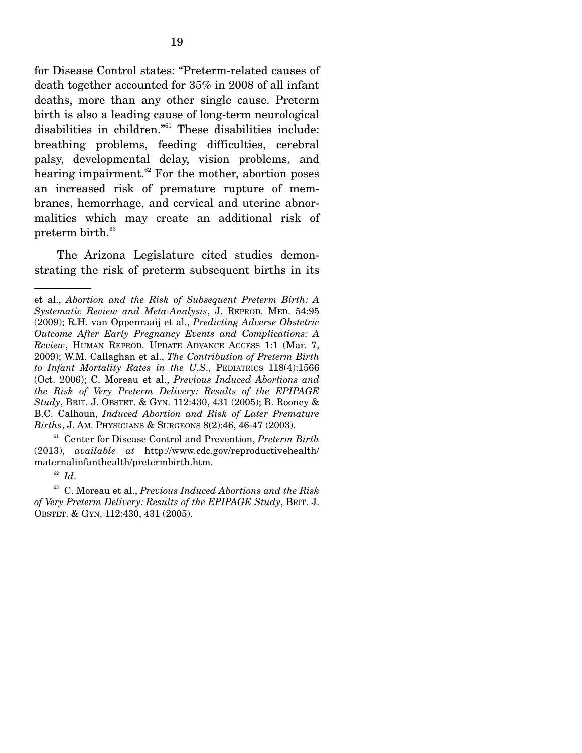for Disease Control states: "Preterm-related causes of death together accounted for 35% in 2008 of all infant deaths, more than any other single cause. Preterm birth is also a leading cause of long-term neurological disabilities in children."[61] These disabilities include: breathing problems, feeding difficulties, cerebral palsy, developmental delay, vision problems, and hearing impairment.[62] For the mother, abortion poses an increased risk of premature rupture of membranes, hemorrhage, and cervical and uterine abnormalities which may create an additional risk of preterm birth.[63]

The Arizona Legislature cited studies demonstrating the risk of preterm subsequent births in its

---

et al., *Abortion and the Risk of Subsequent Preterm Birth: A Systematic Review and Meta-Analysis*, J. REPROD. MED. 54:95 (2009); R.H. van Oppenraaij et al., *Predicting Adverse Obstetric Outcome After Early Pregnancy Events and Complications: A Review*, HUMAN REPROD. UPDATE ADVANCE ACCESS 1:1 (Mar. 7, 2009); W.M. Callaghan et al., *The Contribution of Preterm Birth to Infant Mortality Rates in the U.S.*, PEDIATRICS 118(4):1566 (Oct. 2006); C. Moreau et al., *Previous Induced Abortions and the Risk of Very Preterm Delivery: Results of the EPIPAGE Study*, BRIT. J. OBSTET. & GYN. 112:430, 431 (2005); B. Rooney & B.C. Calhoun, *Induced Abortion and Risk of Later Premature Births*, J. AM. PHYSICIANS & SURGEONS 8(2):46, 46-47 (2003).

[61] Center for Disease Control and Prevention, *Preterm Birth* (2013), *available at* http://www.cdc.gov/reproductivehealth/maternalinfanthealth/pretermbirth.htm.

[62] *Id*.

[63] C. Moreau et al., *Previous Induced Abortions and the Risk of Very Preterm Delivery: Results of the EPIPAGE Study*, BRIT. J. OBSTET. & GYN. 112:430, 431 (2005).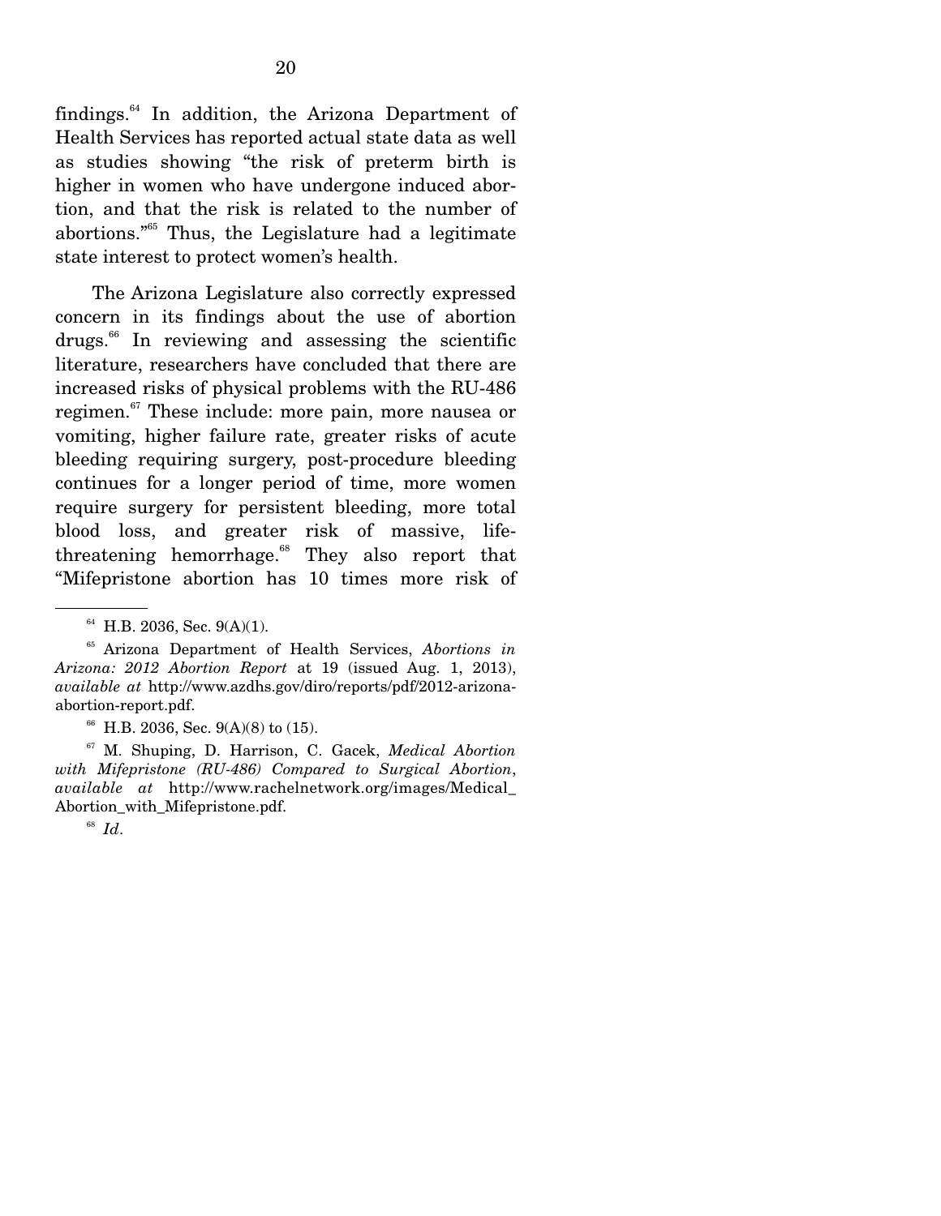findings.[64] In addition, the Arizona Department of Health Services has reported actual state data as well as studies showing "the risk of preterm birth is higher in women who have undergone induced abortion, and that the risk is related to the number of abortions."[65] Thus, the Legislature had a legitimate state interest to protect women's health.

The Arizona Legislature also correctly expressed concern in its findings about the use of abortion drugs.[66] In reviewing and assessing the scientific literature, researchers have concluded that there are increased risks of physical problems with the RU-486 regimen.[67] These include: more pain, more nausea or vomiting, higher failure rate, greater risks of acute bleeding requiring surgery, post-procedure bleeding continues for a longer period of time, more women require surgery for persistent bleeding, more total blood loss, and greater risk of massive, life-threatening hemorrhage.[68] They also report that "Mifepristone abortion has 10 times more risk of

---

[64] H.B. 2036, Sec. 9(A)(1).

[65] Arizona Department of Health Services, *Abortions in Arizona: 2012 Abortion Report* at 19 (issued Aug. 1, 2013), *available at* http://www.azdhs.gov/diro/reports/pdf/2012-arizona-abortion-report.pdf.

[66] H.B. 2036, Sec. 9(A)(8) to (15).

[67] M. Shuping, D. Harrison, C. Gacek, *Medical Abortion with Mifepristone (RU-486) Compared to Surgical Abortion*, *available at* http://www.rachelnetwork.org/images/Medical_Abortion_with_Mifepristone.pdf.

[68] *Id*.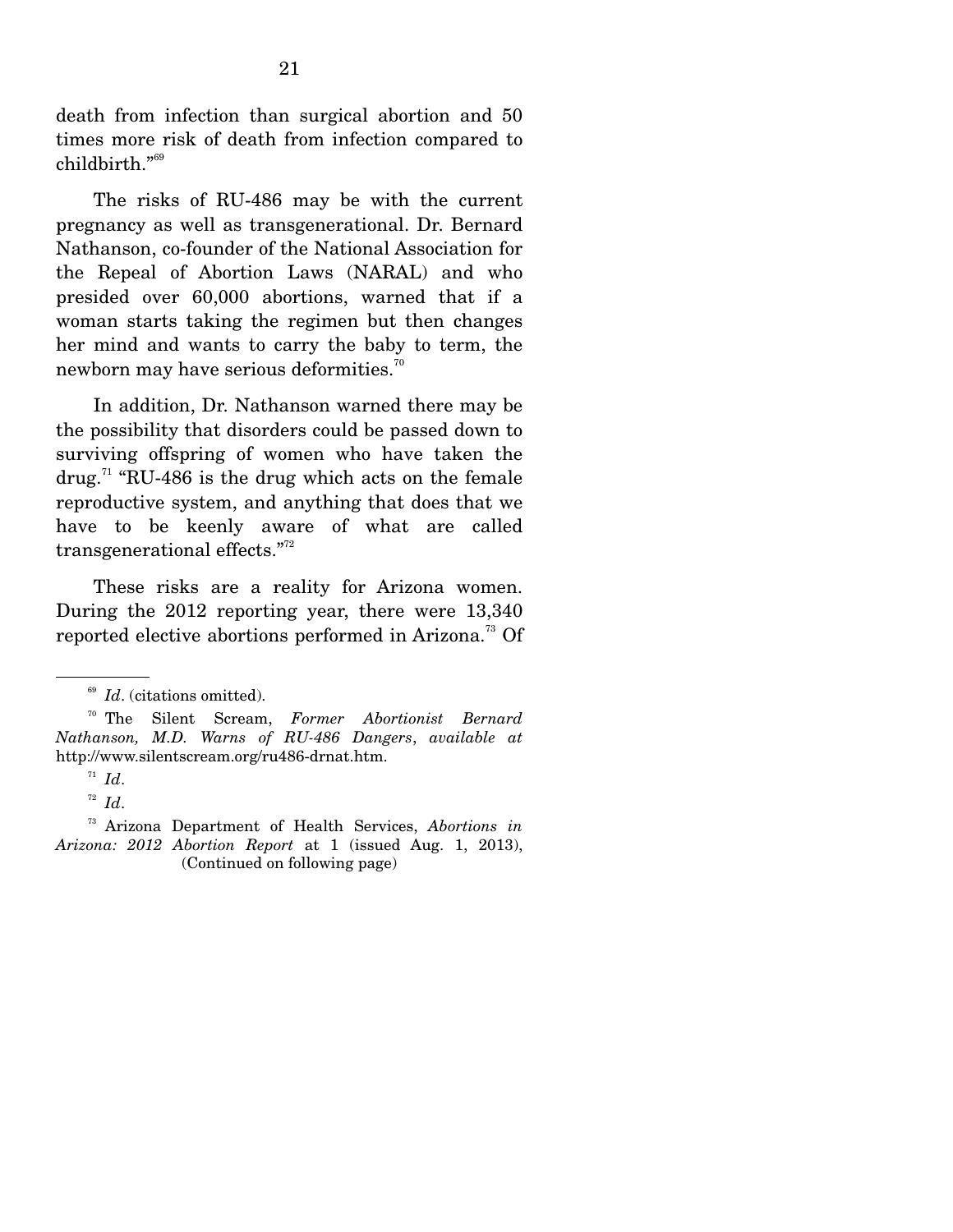death from infection than surgical abortion and 50 times more risk of death from infection compared to childbirth."[69]

The risks of RU-486 may be with the current pregnancy as well as transgenerational. Dr. Bernard Nathanson, co-founder of the National Association for the Repeal of Abortion Laws (NARAL) and who presided over 60,000 abortions, warned that if a woman starts taking the regimen but then changes her mind and wants to carry the baby to term, the newborn may have serious deformities.[70]

In addition, Dr. Nathanson warned there may be the possibility that disorders could be passed down to surviving offspring of women who have taken the drug.[71] "RU-486 is the drug which acts on the female reproductive system, and anything that does that we have to be keenly aware of what are called transgenerational effects."[72]

These risks are a reality for Arizona women. During the 2012 reporting year, there were 13,340 reported elective abortions performed in Arizona.[73] Of

---

[69] *Id*. (citations omitted).

[70] The Silent Scream, *Former Abortionist Bernard Nathanson, M.D. Warns of RU-486 Dangers*, *available at* http://www.silentscream.org/ru486-drnat.htm.

[71] *Id*.

[72] *Id*.

[73] Arizona Department of Health Services, *Abortions in Arizona: 2012 Abortion Report* at 1 (issued Aug. 1, 2013), (Continued on following page)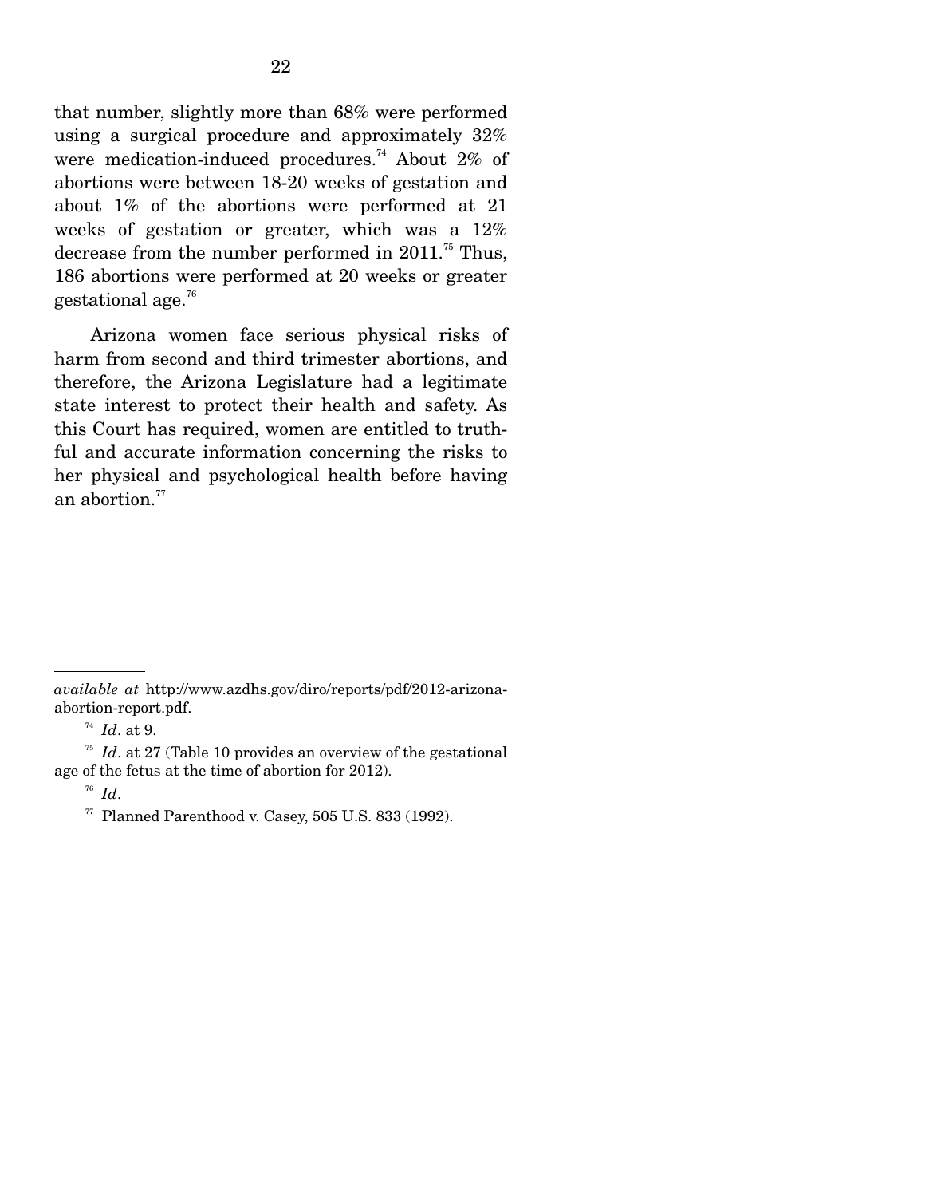that number, slightly more than 68% were performed using a surgical procedure and approximately 32% were medication-induced procedures.[74] About 2% of abortions were between 18-20 weeks of gestation and about 1% of the abortions were performed at 21 weeks of gestation or greater, which was a 12% decrease from the number performed in 2011.[75] Thus, 186 abortions were performed at 20 weeks or greater gestational age.[76]

Arizona women face serious physical risks of harm from second and third trimester abortions, and therefore, the Arizona Legislature had a legitimate state interest to protect their health and safety. As this Court has required, women are entitled to truthful and accurate information concerning the risks to her physical and psychological health before having an abortion.[77]

---

*available at* http://www.azdhs.gov/diro/reports/pdf/2012-arizona-abortion-report.pdf.

[74] *Id*. at 9.

[75] *Id*. at 27 (Table 10 provides an overview of the gestational age of the fetus at the time of abortion for 2012).

[76] *Id*.

[77] Planned Parenthood v. Casey, 505 U.S. 833 (1992).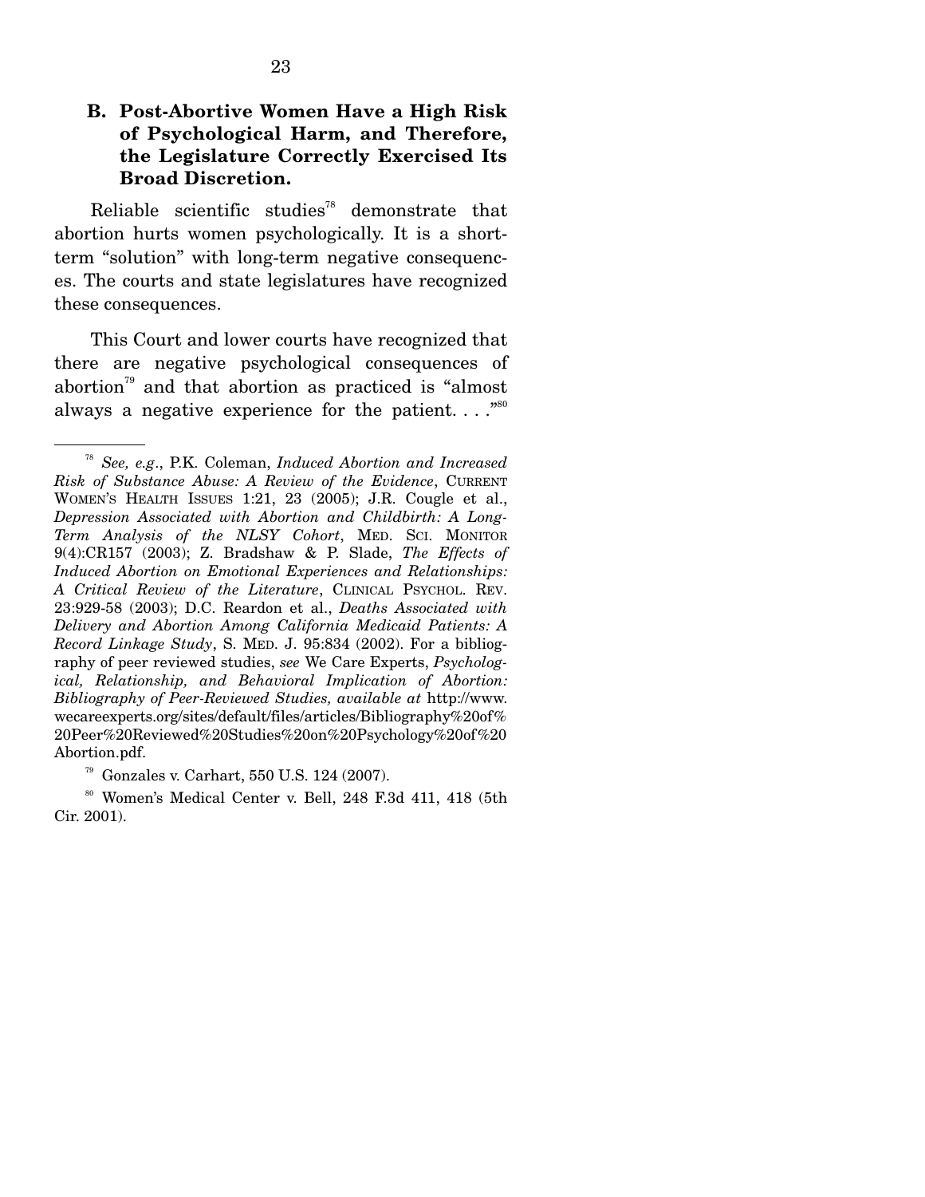### B. Post-Abortive Women Have a High Risk of Psychological Harm, and Therefore, the Legislature Correctly Exercised Its Broad Discretion.

Reliable scientific studies[78] demonstrate that abortion hurts women psychologically. It is a short-term "solution" with long-term negative consequences. The courts and state legislatures have recognized these consequences.

This Court and lower courts have recognized that there are negative psychological consequences of abortion[79] and that abortion as practiced is "almost always a negative experience for the patient. . . ."[80]

---

[78] *See, e.g.*, P.K. Coleman, *Induced Abortion and Increased Risk of Substance Abuse: A Review of the Evidence*, CURRENT WOMEN'S HEALTH ISSUES 1:21, 23 (2005); J.R. Cougle et al., *Depression Associated with Abortion and Childbirth: A Long-Term Analysis of the NLSY Cohort*, MED. SCI. MONITOR 9(4):CR157 (2003); Z. Bradshaw & P. Slade, *The Effects of Induced Abortion on Emotional Experiences and Relationships: A Critical Review of the Literature*, CLINICAL PSYCHOL. REV. 23:929-58 (2003); D.C. Reardon et al., *Deaths Associated with Delivery and Abortion Among California Medicaid Patients: A Record Linkage Study*, S. MED. J. 95:834 (2002). For a bibliography of peer reviewed studies, *see* We Care Experts, *Psychological, Relationship, and Behavioral Implication of Abortion: Bibliography of Peer-Reviewed Studies, available at* http://www.wecareexperts.org/sites/default/files/articles/Bibliography%20of%20Peer%20Reviewed%20Studies%20on%20Psychology%20of%20Abortion.pdf.

[79] Gonzales v. Carhart, 550 U.S. 124 (2007).

[80] Women's Medical Center v. Bell, 248 F.3d 411, 418 (5th Cir. 2001).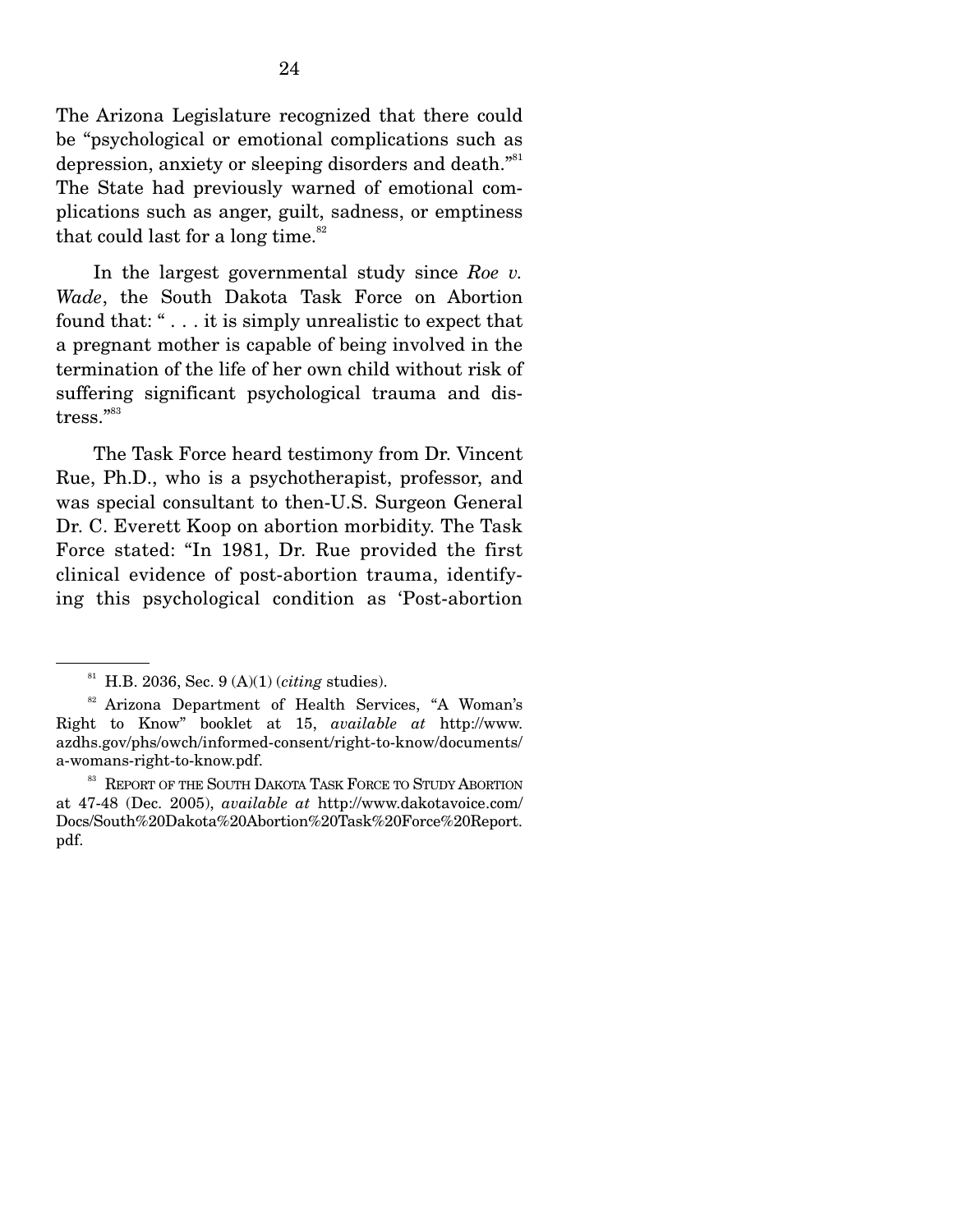The Arizona Legislature recognized that there could be "psychological or emotional complications such as depression, anxiety or sleeping disorders and death."[81] The State had previously warned of emotional complications such as anger, guilt, sadness, or emptiness that could last for a long time.[82]

In the largest governmental study since *Roe v. Wade*, the South Dakota Task Force on Abortion found that: " . . . it is simply unrealistic to expect that a pregnant mother is capable of being involved in the termination of the life of her own child without risk of suffering significant psychological trauma and distress."[83]

The Task Force heard testimony from Dr. Vincent Rue, Ph.D., who is a psychotherapist, professor, and was special consultant to then-U.S. Surgeon General Dr. C. Everett Koop on abortion morbidity. The Task Force stated: "In 1981, Dr. Rue provided the first clinical evidence of post-abortion trauma, identifying this psychological condition as 'Post-abortion

---

[81] H.B. 2036, Sec. 9 (A)(1) (*citing* studies).

[82] Arizona Department of Health Services, "A Woman's Right to Know" booklet at 15, *available at* http://www.azdhs.gov/phs/owch/informed-consent/right-to-know/documents/a-womans-right-to-know.pdf.

[83] REPORT OF THE SOUTH DAKOTA TASK FORCE TO STUDY ABORTION at 47-48 (Dec. 2005), *available at* http://www.dakotavoice.com/Docs/South%20Dakota%20Abortion%20Task%20Force%20Report.pdf.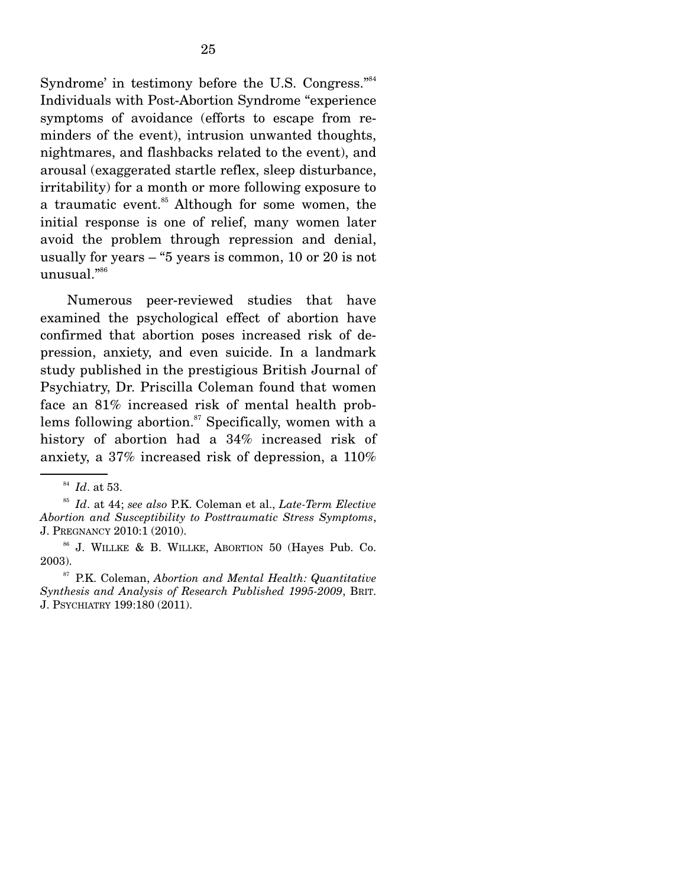Syndrome' in testimony before the U.S. Congress."[84] Individuals with Post-Abortion Syndrome "experience symptoms of avoidance (efforts to escape from reminders of the event), intrusion unwanted thoughts, nightmares, and flashbacks related to the event), and arousal (exaggerated startle reflex, sleep disturbance, irritability) for a month or more following exposure to a traumatic event.[85] Although for some women, the initial response is one of relief, many women later avoid the problem through repression and denial, usually for years – "5 years is common, 10 or 20 is not unusual."[86]

Numerous peer-reviewed studies that have examined the psychological effect of abortion have confirmed that abortion poses increased risk of depression, anxiety, and even suicide. In a landmark study published in the prestigious British Journal of Psychiatry, Dr. Priscilla Coleman found that women face an 81% increased risk of mental health problems following abortion.[87] Specifically, women with a history of abortion had a 34% increased risk of anxiety, a 37% increased risk of depression, a 110%

---

[84] *Id*. at 53.

[85] *Id*. at 44; *see also* P.K. Coleman et al., *Late-Term Elective Abortion and Susceptibility to Posttraumatic Stress Symptoms*, J. PREGNANCY 2010:1 (2010).

[86] J. WILLKE & B. WILLKE, ABORTION 50 (Hayes Pub. Co. 2003).

[87] P.K. Coleman, *Abortion and Mental Health: Quantitative Synthesis and Analysis of Research Published 1995-2009*, BRIT. J. PSYCHIATRY 199:180 (2011).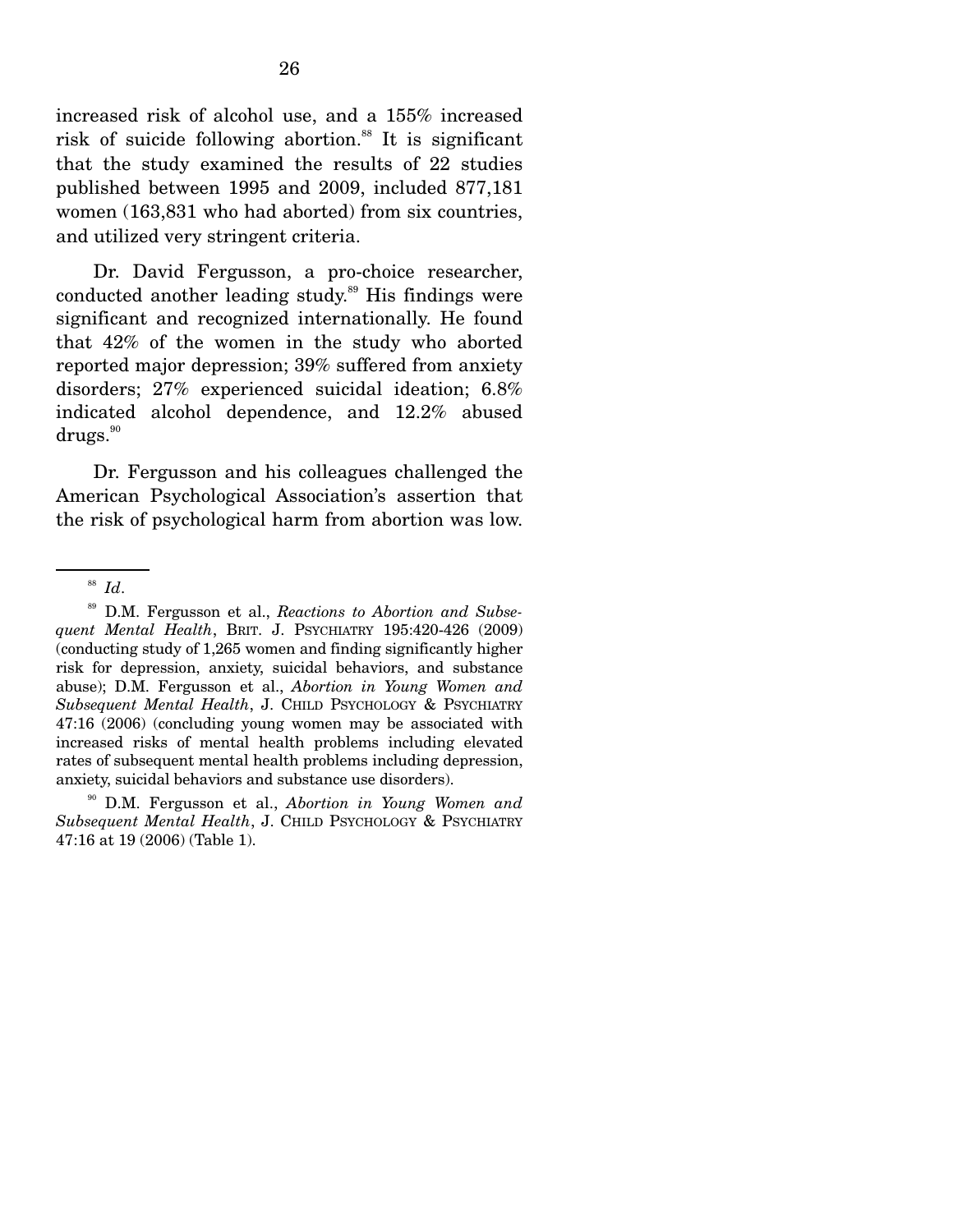increased risk of alcohol use, and a 155% increased risk of suicide following abortion.[88] It is significant that the study examined the results of 22 studies published between 1995 and 2009, included 877,181 women (163,831 who had aborted) from six countries, and utilized very stringent criteria.

Dr. David Fergusson, a pro-choice researcher, conducted another leading study.[89] His findings were significant and recognized internationally. He found that 42% of the women in the study who aborted reported major depression; 39% suffered from anxiety disorders; 27% experienced suicidal ideation; 6.8% indicated alcohol dependence, and 12.2% abused drugs.[90]

Dr. Fergusson and his colleagues challenged the American Psychological Association's assertion that the risk of psychological harm from abortion was low.

---

[88] *Id*.

[89] D.M. Fergusson et al., *Reactions to Abortion and Subsequent Mental Health*, BRIT. J. PSYCHIATRY 195:420-426 (2009) (conducting study of 1,265 women and finding significantly higher risk for depression, anxiety, suicidal behaviors, and substance abuse); D.M. Fergusson et al., *Abortion in Young Women and Subsequent Mental Health*, J. CHILD PSYCHOLOGY & PSYCHIATRY 47:16 (2006) (concluding young women may be associated with increased risks of mental health problems including elevated rates of subsequent mental health problems including depression, anxiety, suicidal behaviors and substance use disorders).

[90] D.M. Fergusson et al., *Abortion in Young Women and Subsequent Mental Health*, J. CHILD PSYCHOLOGY & PSYCHIATRY 47:16 at 19 (2006) (Table 1).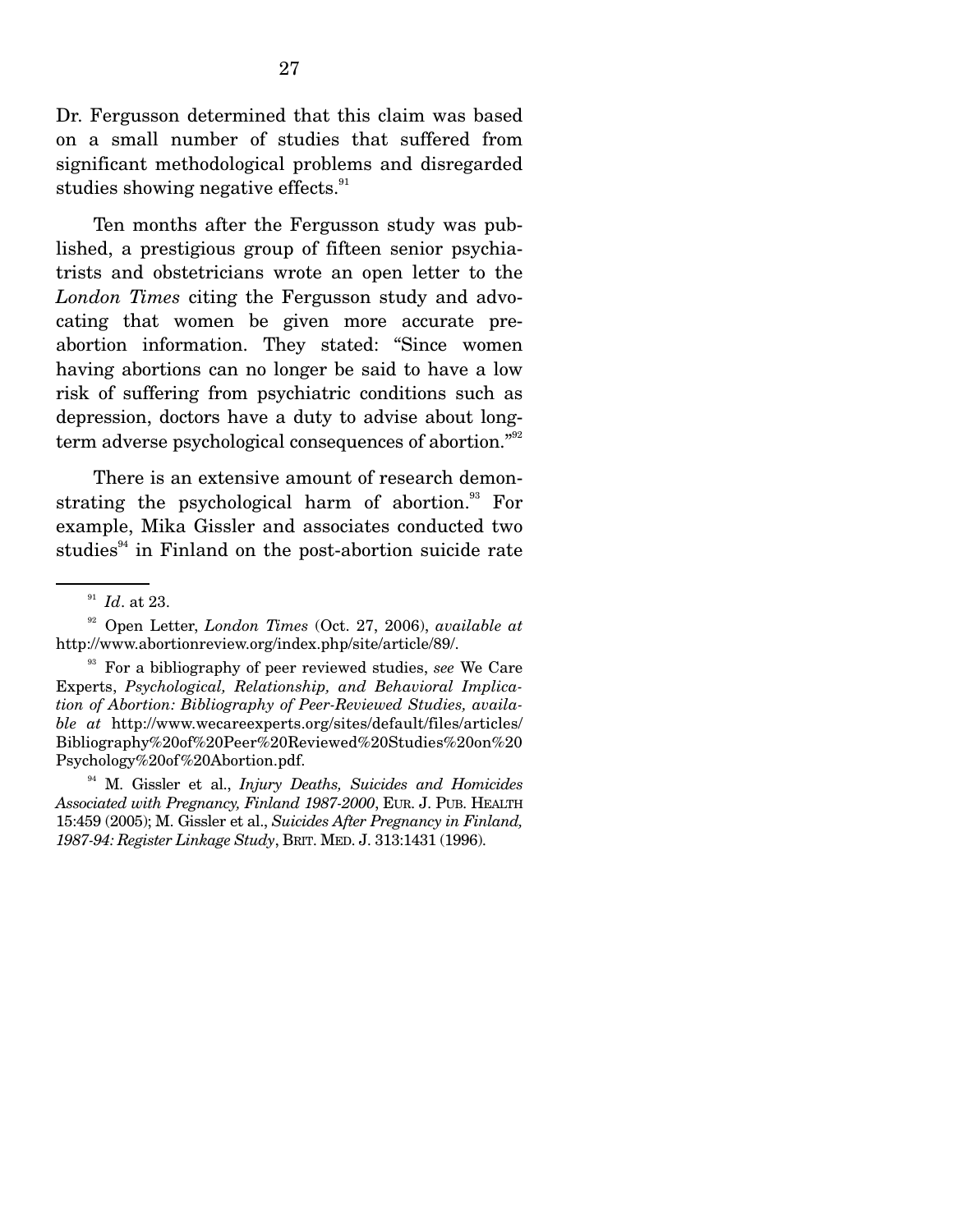Dr. Fergusson determined that this claim was based on a small number of studies that suffered from significant methodological problems and disregarded studies showing negative effects.[91]

Ten months after the Fergusson study was published, a prestigious group of fifteen senior psychiatrists and obstetricians wrote an open letter to the *London Times* citing the Fergusson study and advocating that women be given more accurate pre-abortion information. They stated: "Since women having abortions can no longer be said to have a low risk of suffering from psychiatric conditions such as depression, doctors have a duty to advise about long-term adverse psychological consequences of abortion."[92]

There is an extensive amount of research demonstrating the psychological harm of abortion.[93] For example, Mika Gissler and associates conducted two studies[94] in Finland on the post-abortion suicide rate

---

[91] *Id*. at 23.

[92] Open Letter, *London Times* (Oct. 27, 2006), *available at* http://www.abortionreview.org/index.php/site/article/89/.

[93] For a bibliography of peer reviewed studies, *see* We Care Experts, *Psychological, Relationship, and Behavioral Implication of Abortion: Bibliography of Peer-Reviewed Studies, available at* http://www.wecareexperts.org/sites/default/files/articles/Bibliography%20of%20Peer%20Reviewed%20Studies%20on%20Psychology%20of%20Abortion.pdf.

[94] M. Gissler et al., *Injury Deaths, Suicides and Homicides Associated with Pregnancy, Finland 1987-2000*, EUR. J. PUB. HEALTH 15:459 (2005); M. Gissler et al., *Suicides After Pregnancy in Finland, 1987-94: Register Linkage Study*, BRIT. MED. J. 313:1431 (1996).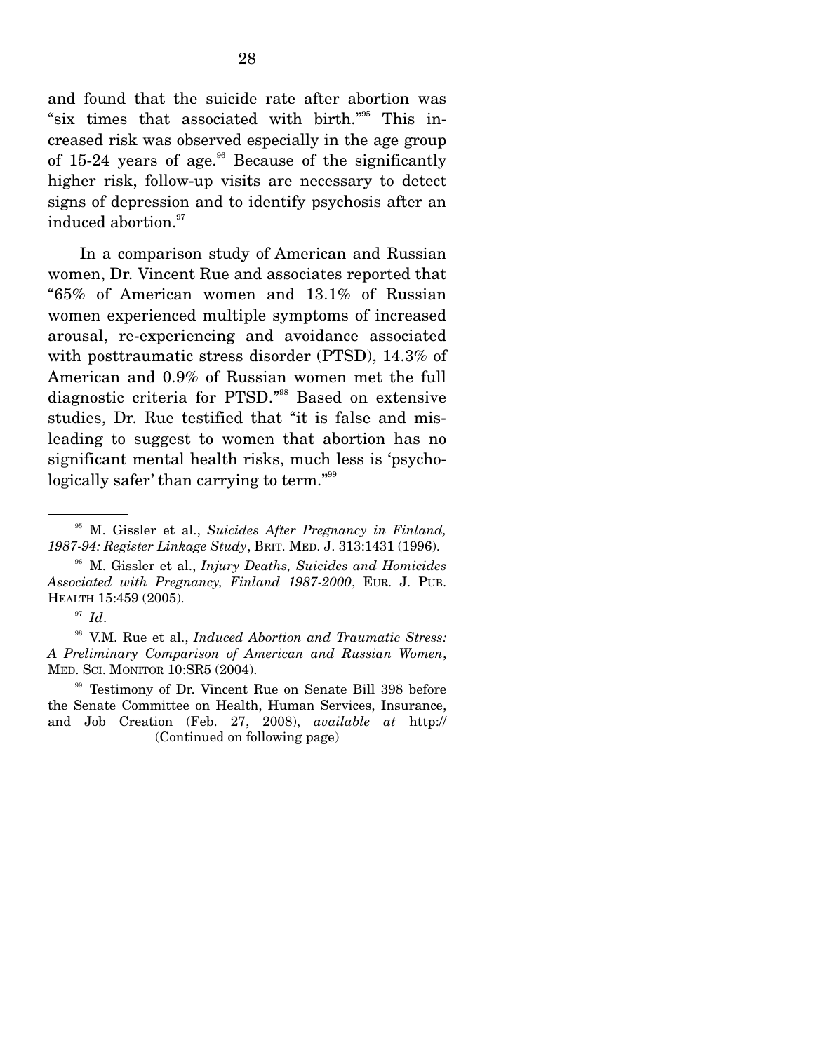and found that the suicide rate after abortion was "six times that associated with birth."[95] This increased risk was observed especially in the age group of 15-24 years of age.[96] Because of the significantly higher risk, follow-up visits are necessary to detect signs of depression and to identify psychosis after an induced abortion.[97]

In a comparison study of American and Russian women, Dr. Vincent Rue and associates reported that "65% of American women and 13.1% of Russian women experienced multiple symptoms of increased arousal, re-experiencing and avoidance associated with posttraumatic stress disorder (PTSD), 14.3% of American and 0.9% of Russian women met the full diagnostic criteria for PTSD."[98] Based on extensive studies, Dr. Rue testified that "it is false and misleading to suggest to women that abortion has no significant mental health risks, much less is 'psychologically safer' than carrying to term."[99]

---

[95] M. Gissler et al., *Suicides After Pregnancy in Finland, 1987-94: Register Linkage Study*, BRIT. MED. J. 313:1431 (1996).

[96] M. Gissler et al., *Injury Deaths, Suicides and Homicides Associated with Pregnancy, Finland 1987-2000*, EUR. J. PUB. HEALTH 15:459 (2005).

[97] *Id*.

[98] V.M. Rue et al., *Induced Abortion and Traumatic Stress: A Preliminary Comparison of American and Russian Women*, MED. SCI. MONITOR 10:SR5 (2004).

[99] Testimony of Dr. Vincent Rue on Senate Bill 398 before the Senate Committee on Health, Human Services, Insurance, and Job Creation (Feb. 27, 2008), *available at* http://

(Continued on following page)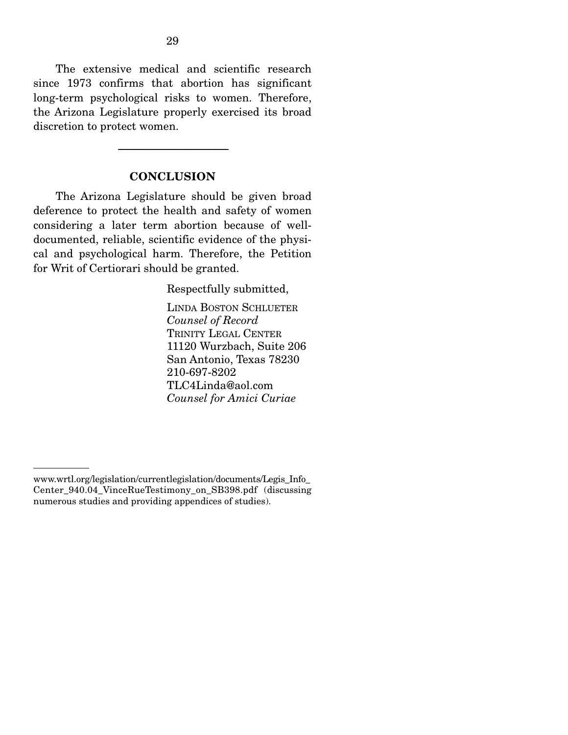The extensive medical and scientific research since 1973 confirms that abortion has significant long-term psychological risks to women. Therefore, the Arizona Legislature properly exercised its broad discretion to protect women.

---

## CONCLUSION

The Arizona Legislature should be given broad deference to protect the health and safety of women considering a later term abortion because of well-documented, reliable, scientific evidence of the physical and psychological harm. Therefore, the Petition for Writ of Certiorari should be granted.

Respectfully submitted,

LINDA BOSTON SCHLUETER
*Counsel of Record*
TRINITY LEGAL CENTER
11120 Wurzbach, Suite 206
San Antonio, Texas 78230
210-697-8202
TLC4Linda@aol.com
*Counsel for Amici Curiae*

---

www.wrtl.org/legislation/currentlegislation/documents/Legis_Info_Center_940.04_VinceRueTestimony_on_SB398.pdf (discussing numerous studies and providing appendices of studies).